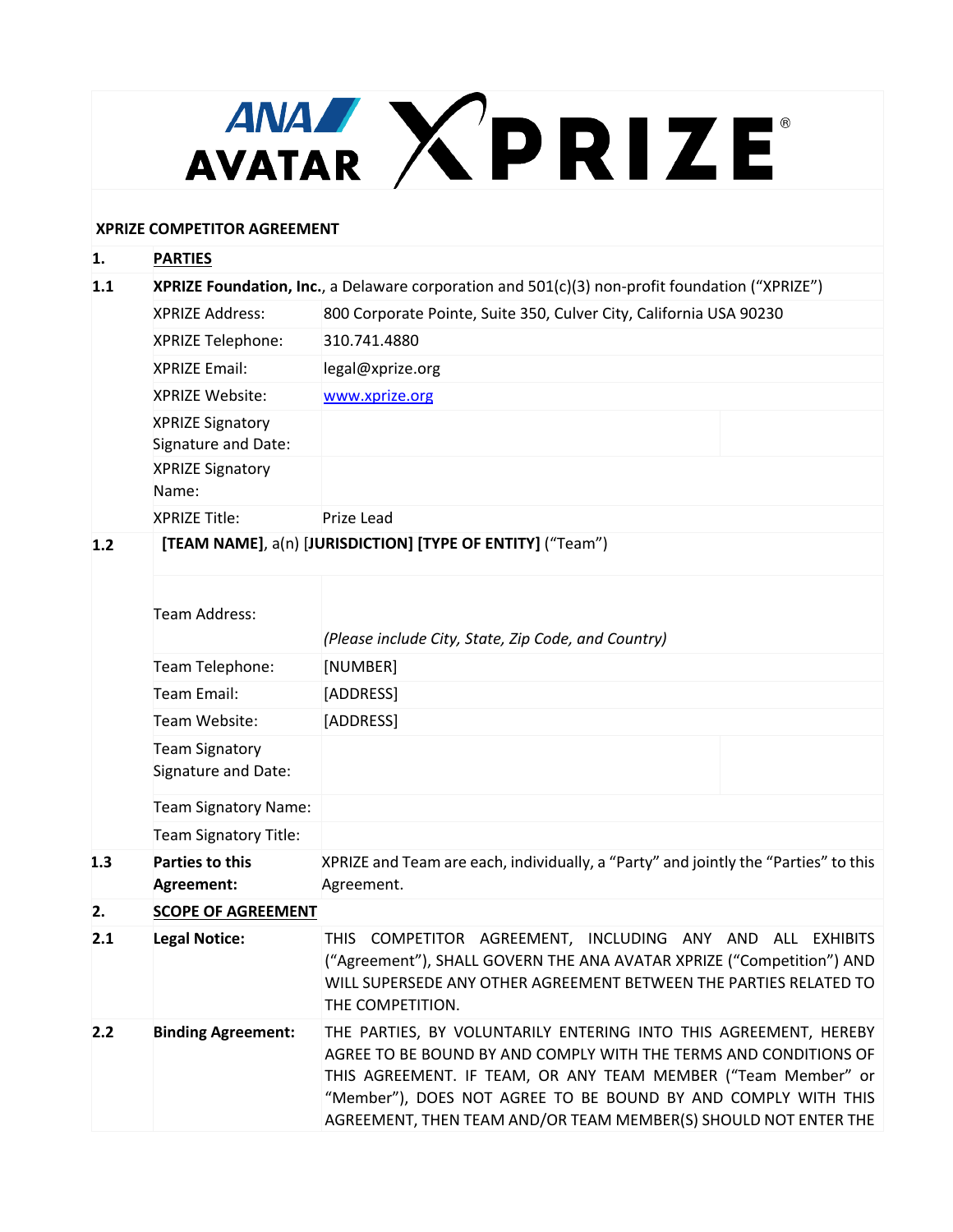ANA AVATAR XPRIZE®

**XPRIZE COMPETITOR AGREEMENT**

| | | | |
|---|---|---|---|
| **1.** | **PARTIES** | | |
| **1.1** | **XPRIZE Foundation, Inc.**, a Delaware corporation and 501(c)(3) non-profit foundation ("XPRIZE") | | |
| | XPRIZE Address: | 800 Corporate Pointe, Suite 350, Culver City, California USA 90230 | |
| | XPRIZE Telephone: | 310.741.4880 | |
| | XPRIZE Email: | legal@xprize.org | |
| | XPRIZE Website: | www.xprize.org | |
| | XPRIZE Signatory Signature and Date: | | |
| | XPRIZE Signatory Name: | | |
| | XPRIZE Title: | Prize Lead | |
| **1.2** | **[TEAM NAME]**, a(n) [**JURISDICTION] [TYPE OF ENTITY]** ("Team") | | |
| | Team Address: | *(Please include City, State, Zip Code, and Country)* | |
| | Team Telephone: | [NUMBER] | |
| | Team Email: | [ADDRESS] | |
| | Team Website: | [ADDRESS] | |
| | Team Signatory Signature and Date: | | |
| | Team Signatory Name: | | |
| | Team Signatory Title: | | |
| **1.3** | **Parties to this Agreement:** | XPRIZE and Team are each, individually, a "Party" and jointly the "Parties" to this Agreement. | |
| **2.** | **SCOPE OF AGREEMENT** | | |
| **2.1** | **Legal Notice:** | THIS COMPETITOR AGREEMENT, INCLUDING ANY AND ALL EXHIBITS ("Agreement"), SHALL GOVERN THE ANA AVATAR XPRIZE ("Competition") AND WILL SUPERSEDE ANY OTHER AGREEMENT BETWEEN THE PARTIES RELATED TO THE COMPETITION. | |
| **2.2** | **Binding Agreement:** | THE PARTIES, BY VOLUNTARILY ENTERING INTO THIS AGREEMENT, HEREBY AGREE TO BE BOUND BY AND COMPLY WITH THE TERMS AND CONDITIONS OF THIS AGREEMENT. IF TEAM, OR ANY TEAM MEMBER ("Team Member" or "Member"), DOES NOT AGREE TO BE BOUND BY AND COMPLY WITH THIS AGREEMENT, THEN TEAM AND/OR TEAM MEMBER(S) SHOULD NOT ENTER THE | |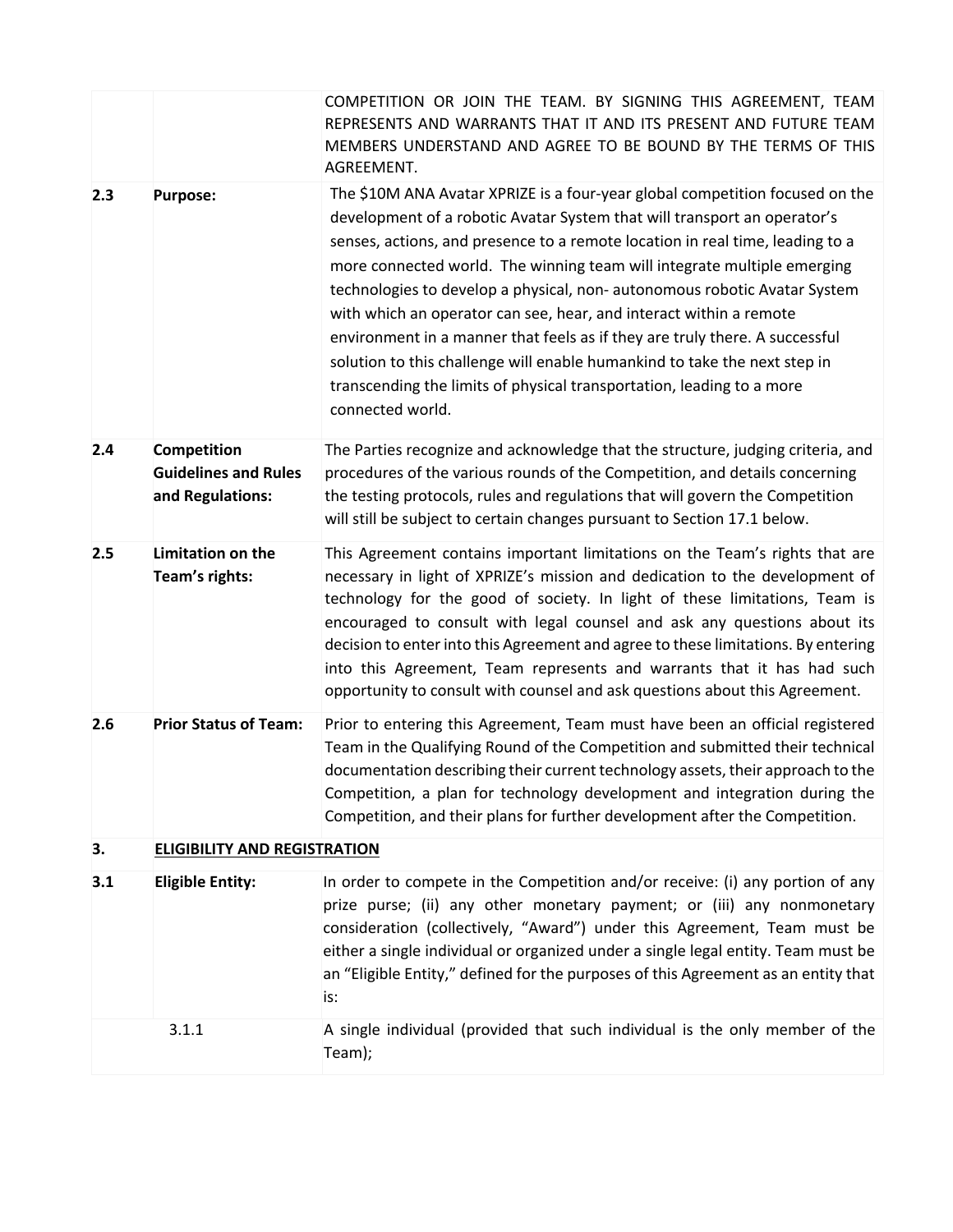| | | |
|---|---|---|
| | | COMPETITION OR JOIN THE TEAM. BY SIGNING THIS AGREEMENT, TEAM REPRESENTS AND WARRANTS THAT IT AND ITS PRESENT AND FUTURE TEAM MEMBERS UNDERSTAND AND AGREE TO BE BOUND BY THE TERMS OF THIS AGREEMENT. |
| **2.3** | **Purpose:** | The $10M ANA Avatar XPRIZE is a four-year global competition focused on the development of a robotic Avatar System that will transport an operator's senses, actions, and presence to a remote location in real time, leading to a more connected world. The winning team will integrate multiple emerging technologies to develop a physical, non- autonomous robotic Avatar System with which an operator can see, hear, and interact within a remote environment in a manner that feels as if they are truly there. A successful solution to this challenge will enable humankind to take the next step in transcending the limits of physical transportation, leading to a more connected world. |
| **2.4** | **Competition Guidelines and Rules and Regulations:** | The Parties recognize and acknowledge that the structure, judging criteria, and procedures of the various rounds of the Competition, and details concerning the testing protocols, rules and regulations that will govern the Competition will still be subject to certain changes pursuant to Section 17.1 below. |
| **2.5** | **Limitation on the Team's rights:** | This Agreement contains important limitations on the Team's rights that are necessary in light of XPRIZE's mission and dedication to the development of technology for the good of society. In light of these limitations, Team is encouraged to consult with legal counsel and ask any questions about its decision to enter into this Agreement and agree to these limitations. By entering into this Agreement, Team represents and warrants that it has had such opportunity to consult with counsel and ask questions about this Agreement. |
| **2.6** | **Prior Status of Team:** | Prior to entering this Agreement, Team must have been an official registered Team in the Qualifying Round of the Competition and submitted their technical documentation describing their current technology assets, their approach to the Competition, a plan for technology development and integration during the Competition, and their plans for further development after the Competition. |
| **3.** | **<u>ELIGIBILITY AND REGISTRATION</u>** | |
| **3.1** | **Eligible Entity:** | In order to compete in the Competition and/or receive: (i) any portion of any prize purse; (ii) any other monetary payment; or (iii) any nonmonetary consideration (collectively, "Award") under this Agreement, Team must be either a single individual or organized under a single legal entity. Team must be an "Eligible Entity," defined for the purposes of this Agreement as an entity that is: |
| 3.1.1 | | A single individual (provided that such individual is the only member of the Team); |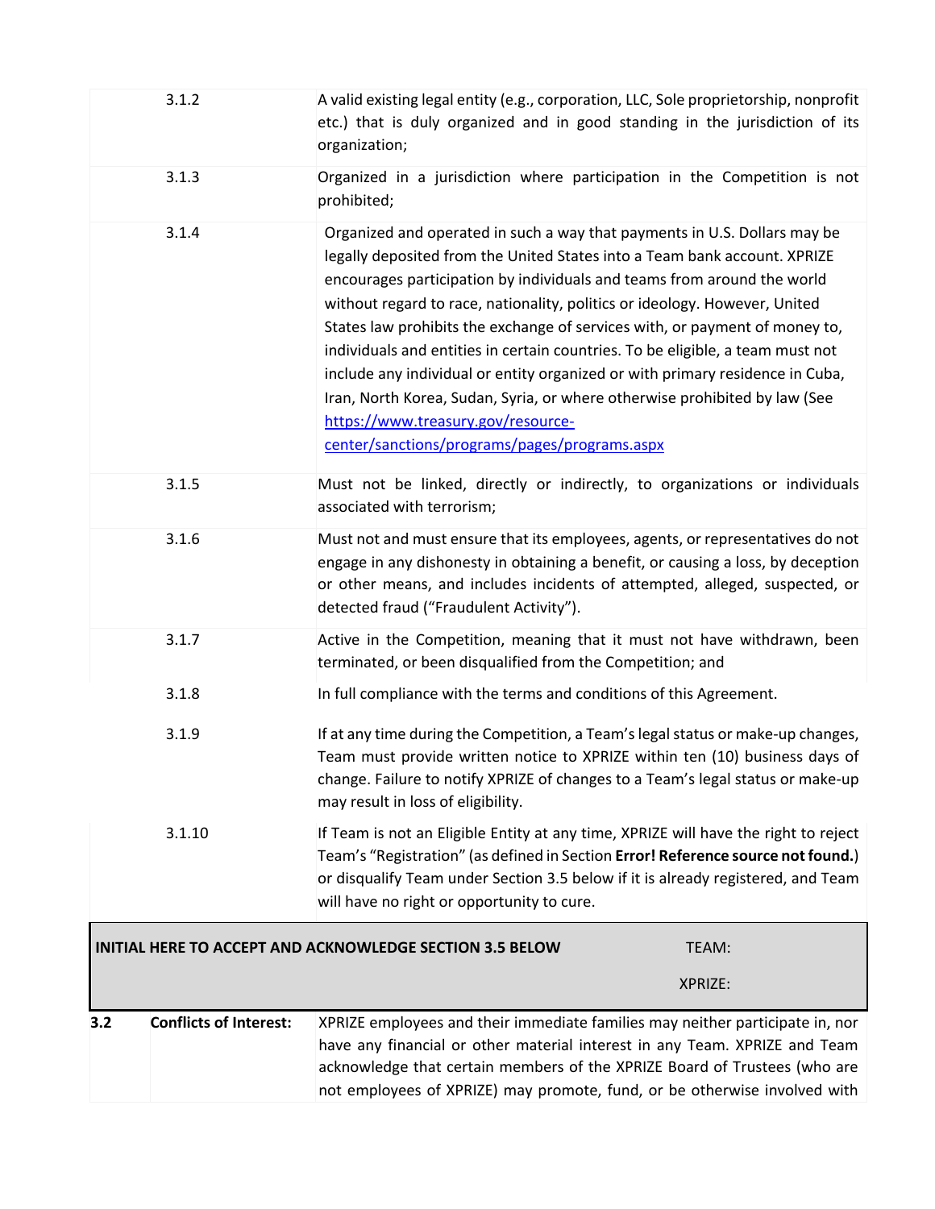| | |
|---|---|
| 3.1.2 | A valid existing legal entity (e.g., corporation, LLC, Sole proprietorship, nonprofit etc.) that is duly organized and in good standing in the jurisdiction of its organization; |
| 3.1.3 | Organized in a jurisdiction where participation in the Competition is not prohibited; |
| 3.1.4 | Organized and operated in such a way that payments in U.S. Dollars may be legally deposited from the United States into a Team bank account. XPRIZE encourages participation by individuals and teams from around the world without regard to race, nationality, politics or ideology. However, United States law prohibits the exchange of services with, or payment of money to, individuals and entities in certain countries. To be eligible, a team must not include any individual or entity organized or with primary residence in Cuba, Iran, North Korea, Sudan, Syria, or where otherwise prohibited by law (See https://www.treasury.gov/resource-center/sanctions/programs/pages/programs.aspx |
| 3.1.5 | Must not be linked, directly or indirectly, to organizations or individuals associated with terrorism; |
| 3.1.6 | Must not and must ensure that its employees, agents, or representatives do not engage in any dishonesty in obtaining a benefit, or causing a loss, by deception or other means, and includes incidents of attempted, alleged, suspected, or detected fraud ("Fraudulent Activity"). |
| 3.1.7 | Active in the Competition, meaning that it must not have withdrawn, been terminated, or been disqualified from the Competition; and |
| 3.1.8 | In full compliance with the terms and conditions of this Agreement. |
| 3.1.9 | If at any time during the Competition, a Team's legal status or make-up changes, Team must provide written notice to XPRIZE within ten (10) business days of change. Failure to notify XPRIZE of changes to a Team's legal status or make-up may result in loss of eligibility. |
| 3.1.10 | If Team is not an Eligible Entity at any time, XPRIZE will have the right to reject Team's "Registration" (as defined in Section **Error! Reference source not found.**) or disqualify Team under Section 3.5 below if it is already registered, and Team will have no right or opportunity to cure. |

| **INITIAL HERE TO ACCEPT AND ACKNOWLEDGE SECTION 3.5 BELOW** | TEAM: |
|---|---|
| | XPRIZE: |

| | | |
|---|---|---|
| **3.2** | **Conflicts of Interest:** | XPRIZE employees and their immediate families may neither participate in, nor have any financial or other material interest in any Team. XPRIZE and Team acknowledge that certain members of the XPRIZE Board of Trustees (who are not employees of XPRIZE) may promote, fund, or be otherwise involved with |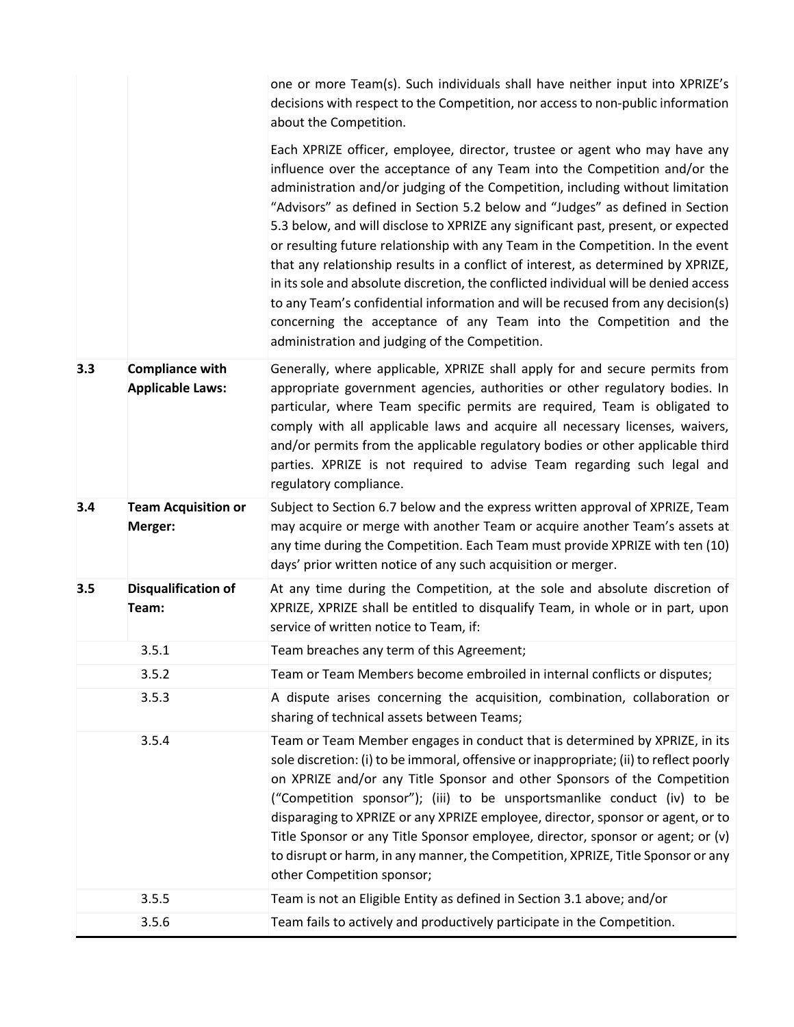| | | |
|---|---|---|
| | | one or more Team(s). Such individuals shall have neither input into XPRIZE's decisions with respect to the Competition, nor access to non-public information about the Competition.<br><br>Each XPRIZE officer, employee, director, trustee or agent who may have any influence over the acceptance of any Team into the Competition and/or the administration and/or judging of the Competition, including without limitation "Advisors" as defined in Section 5.2 below and "Judges" as defined in Section 5.3 below, and will disclose to XPRIZE any significant past, present, or expected or resulting future relationship with any Team in the Competition. In the event that any relationship results in a conflict of interest, as determined by XPRIZE, in its sole and absolute discretion, the conflicted individual will be denied access to any Team's confidential information and will be recused from any decision(s) concerning the acceptance of any Team into the Competition and the administration and judging of the Competition. |
| **3.3** | **Compliance with Applicable Laws:** | Generally, where applicable, XPRIZE shall apply for and secure permits from appropriate government agencies, authorities or other regulatory bodies. In particular, where Team specific permits are required, Team is obligated to comply with all applicable laws and acquire all necessary licenses, waivers, and/or permits from the applicable regulatory bodies or other applicable third parties. XPRIZE is not required to advise Team regarding such legal and regulatory compliance. |
| **3.4** | **Team Acquisition or Merger:** | Subject to Section 6.7 below and the express written approval of XPRIZE, Team may acquire or merge with another Team or acquire another Team's assets at any time during the Competition. Each Team must provide XPRIZE with ten (10) days' prior written notice of any such acquisition or merger. |
| **3.5** | **Disqualification of Team:** | At any time during the Competition, at the sole and absolute discretion of XPRIZE, XPRIZE shall be entitled to disqualify Team, in whole or in part, upon service of written notice to Team, if: |
| | 3.5.1 | Team breaches any term of this Agreement; |
| | 3.5.2 | Team or Team Members become embroiled in internal conflicts or disputes; |
| | 3.5.3 | A dispute arises concerning the acquisition, combination, collaboration or sharing of technical assets between Teams; |
| | 3.5.4 | Team or Team Member engages in conduct that is determined by XPRIZE, in its sole discretion: (i) to be immoral, offensive or inappropriate; (ii) to reflect poorly on XPRIZE and/or any Title Sponsor and other Sponsors of the Competition ("Competition sponsor"); (iii) to be unsportsmanlike conduct (iv) to be disparaging to XPRIZE or any XPRIZE employee, director, sponsor or agent, or to Title Sponsor or any Title Sponsor employee, director, sponsor or agent; or (v) to disrupt or harm, in any manner, the Competition, XPRIZE, Title Sponsor or any other Competition sponsor; |
| | 3.5.5 | Team is not an Eligible Entity as defined in Section 3.1 above; and/or |
| | 3.5.6 | Team fails to actively and productively participate in the Competition. |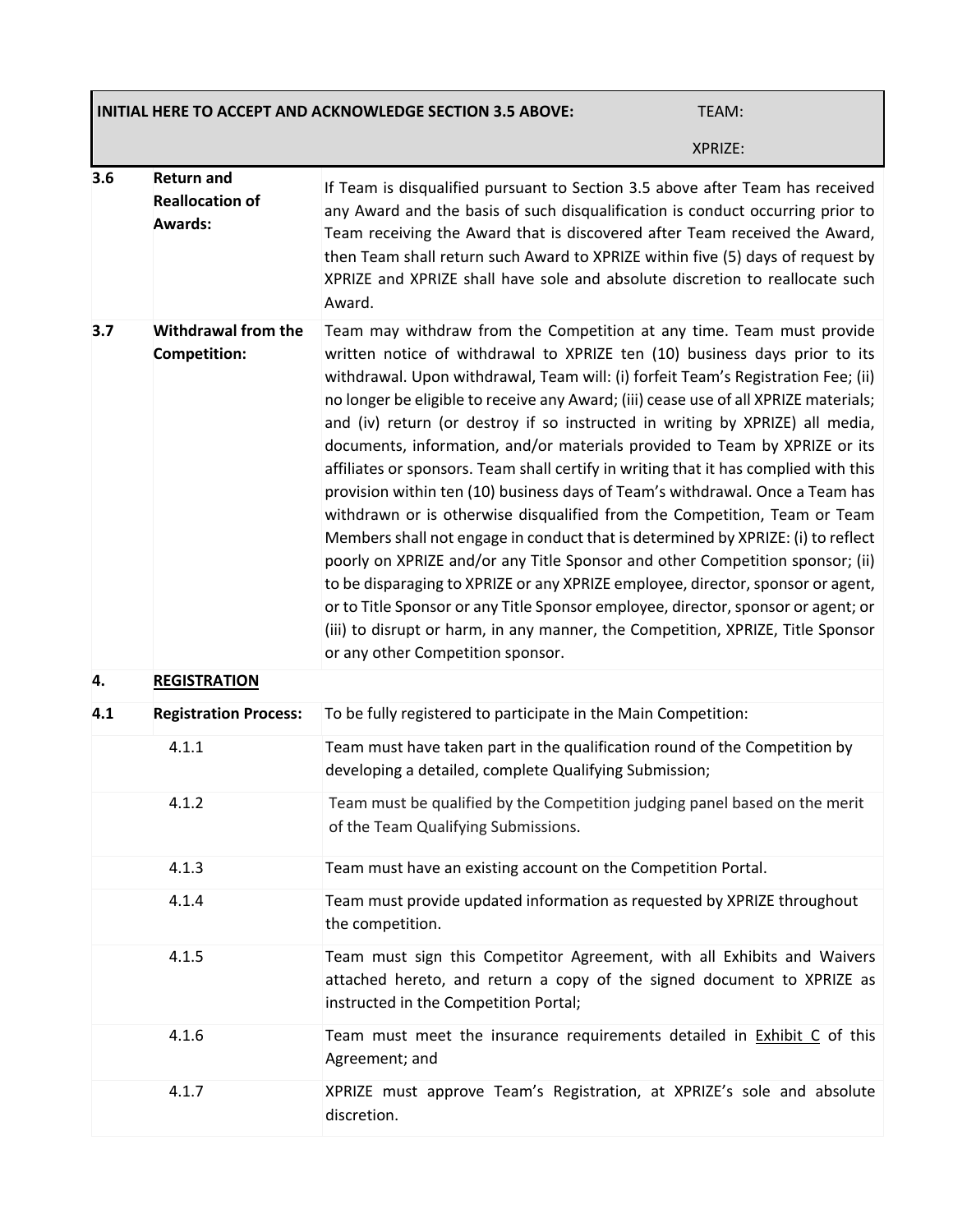| INITIAL HERE TO ACCEPT AND ACKNOWLEDGE SECTION 3.5 ABOVE: | | TEAM: XPRIZE: |
|---|---|---|
| **3.6** | **Return and Reallocation of Awards:** | If Team is disqualified pursuant to Section 3.5 above after Team has received any Award and the basis of such disqualification is conduct occurring prior to Team receiving the Award that is discovered after Team received the Award, then Team shall return such Award to XPRIZE within five (5) days of request by XPRIZE and XPRIZE shall have sole and absolute discretion to reallocate such Award. |
| **3.7** | **Withdrawal from the Competition:** | Team may withdraw from the Competition at any time. Team must provide written notice of withdrawal to XPRIZE ten (10) business days prior to its withdrawal. Upon withdrawal, Team will: (i) forfeit Team's Registration Fee; (ii) no longer be eligible to receive any Award; (iii) cease use of all XPRIZE materials; and (iv) return (or destroy if so instructed in writing by XPRIZE) all media, documents, information, and/or materials provided to Team by XPRIZE or its affiliates or sponsors. Team shall certify in writing that it has complied with this provision within ten (10) business days of Team's withdrawal. Once a Team has withdrawn or is otherwise disqualified from the Competition, Team or Team Members shall not engage in conduct that is determined by XPRIZE: (i) to reflect poorly on XPRIZE and/or any Title Sponsor and other Competition sponsor; (ii) to be disparaging to XPRIZE or any XPRIZE employee, director, sponsor or agent, or to Title Sponsor or any Title Sponsor employee, director, sponsor or agent; or (iii) to disrupt or harm, in any manner, the Competition, XPRIZE, Title Sponsor or any other Competition sponsor. |
| **4.** | **REGISTRATION** | |
| **4.1** | **Registration Process:** | To be fully registered to participate in the Main Competition: |
| | 4.1.1 | Team must have taken part in the qualification round of the Competition by developing a detailed, complete Qualifying Submission; |
| | 4.1.2 | Team must be qualified by the Competition judging panel based on the merit of the Team Qualifying Submissions. |
| | 4.1.3 | Team must have an existing account on the Competition Portal. |
| | 4.1.4 | Team must provide updated information as requested by XPRIZE throughout the competition. |
| | 4.1.5 | Team must sign this Competitor Agreement, with all Exhibits and Waivers attached hereto, and return a copy of the signed document to XPRIZE as instructed in the Competition Portal; |
| | 4.1.6 | Team must meet the insurance requirements detailed in Exhibit C of this Agreement; and |
| | 4.1.7 | XPRIZE must approve Team's Registration, at XPRIZE's sole and absolute discretion. |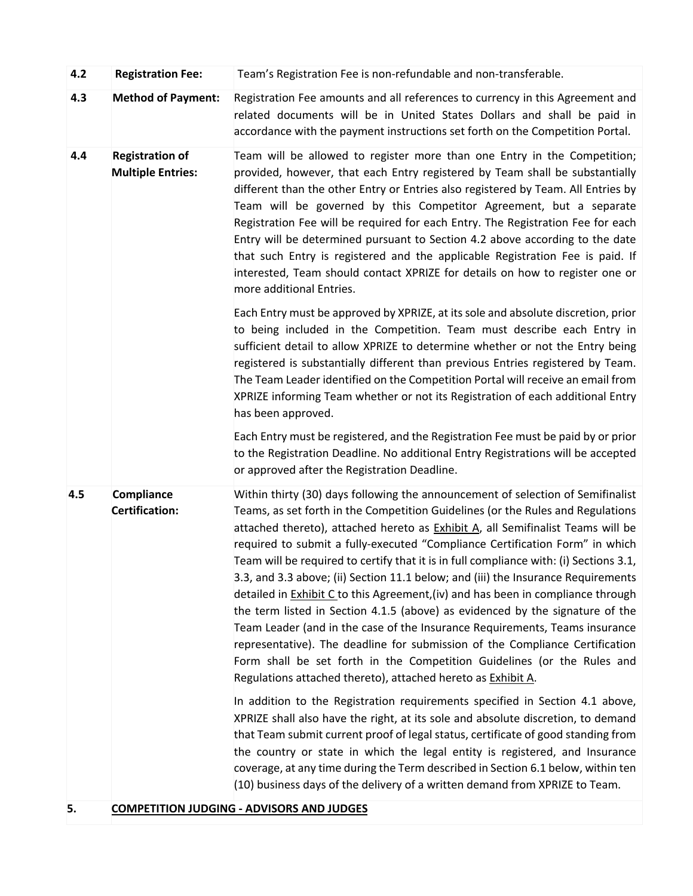| | | |
|---|---|---|
| **4.2** | **Registration Fee:** | Team's Registration Fee is non-refundable and non-transferable. |
| **4.3** | **Method of Payment:** | Registration Fee amounts and all references to currency in this Agreement and related documents will be in United States Dollars and shall be paid in accordance with the payment instructions set forth on the Competition Portal. |
| **4.4** | **Registration of Multiple Entries:** | Team will be allowed to register more than one Entry in the Competition; provided, however, that each Entry registered by Team shall be substantially different than the other Entry or Entries also registered by Team. All Entries by Team will be governed by this Competitor Agreement, but a separate Registration Fee will be required for each Entry. The Registration Fee for each Entry will be determined pursuant to Section 4.2 above according to the date that such Entry is registered and the applicable Registration Fee is paid. If interested, Team should contact XPRIZE for details on how to register one or more additional Entries.<br><br>Each Entry must be approved by XPRIZE, at its sole and absolute discretion, prior to being included in the Competition. Team must describe each Entry in sufficient detail to allow XPRIZE to determine whether or not the Entry being registered is substantially different than previous Entries registered by Team. The Team Leader identified on the Competition Portal will receive an email from XPRIZE informing Team whether or not its Registration of each additional Entry has been approved.<br><br>Each Entry must be registered, and the Registration Fee must be paid by or prior to the Registration Deadline. No additional Entry Registrations will be accepted or approved after the Registration Deadline. |
| **4.5** | **Compliance Certification:** | Within thirty (30) days following the announcement of selection of Semifinalist Teams, as set forth in the Competition Guidelines (or the Rules and Regulations attached thereto), attached hereto as Exhibit A, all Semifinalist Teams will be required to submit a fully-executed "Compliance Certification Form" in which Team will be required to certify that it is in full compliance with: (i) Sections 3.1, 3.3, and 3.3 above; (ii) Section 11.1 below; and (iii) the Insurance Requirements detailed in Exhibit C to this Agreement,(iv) and has been in compliance through the term listed in Section 4.1.5 (above) as evidenced by the signature of the Team Leader (and in the case of the Insurance Requirements, Teams insurance representative). The deadline for submission of the Compliance Certification Form shall be set forth in the Competition Guidelines (or the Rules and Regulations attached thereto), attached hereto as Exhibit A.<br><br>In addition to the Registration requirements specified in Section 4.1 above, XPRIZE shall also have the right, at its sole and absolute discretion, to demand that Team submit current proof of legal status, certificate of good standing from the country or state in which the legal entity is registered, and Insurance coverage, at any time during the Term described in Section 6.1 below, within ten (10) business days of the delivery of a written demand from XPRIZE to Team. |
| **5.** | **COMPETITION JUDGING - ADVISORS AND JUDGES** | |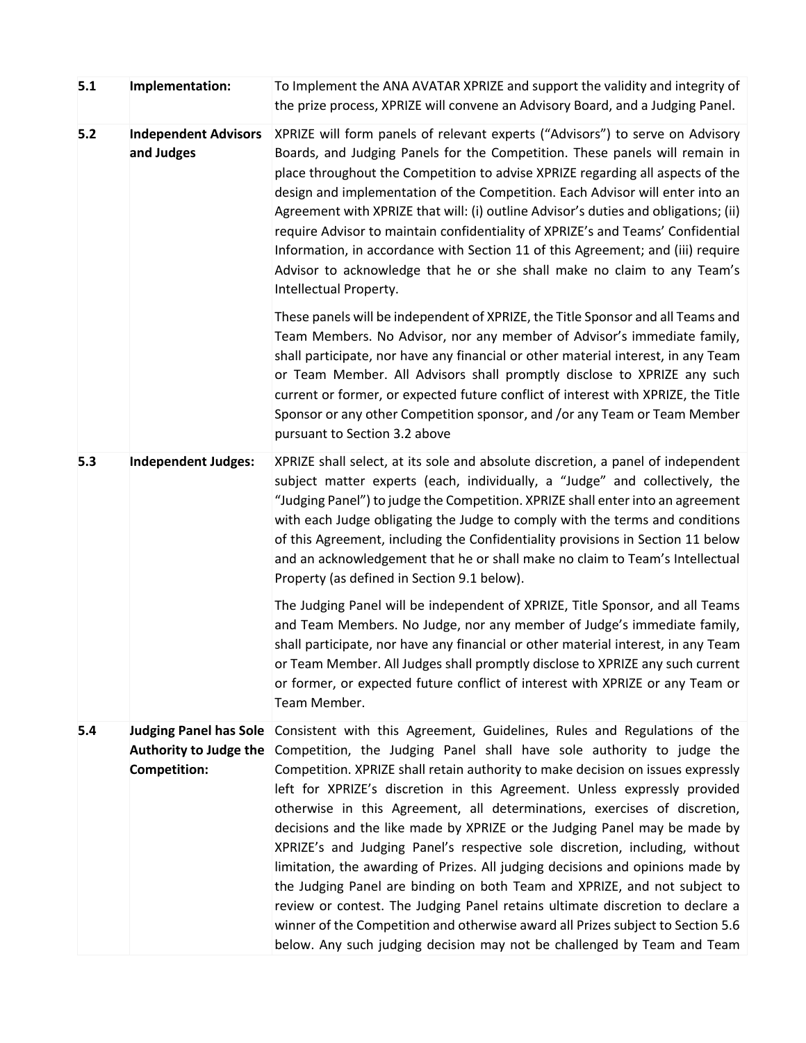| | | |
|---|---|---|
| **5.1** | **Implementation:** | To Implement the ANA AVATAR XPRIZE and support the validity and integrity of the prize process, XPRIZE will convene an Advisory Board, and a Judging Panel. |
| **5.2** | **Independent Advisors and Judges** | XPRIZE will form panels of relevant experts ("Advisors") to serve on Advisory Boards, and Judging Panels for the Competition. These panels will remain in place throughout the Competition to advise XPRIZE regarding all aspects of the design and implementation of the Competition. Each Advisor will enter into an Agreement with XPRIZE that will: (i) outline Advisor's duties and obligations; (ii) require Advisor to maintain confidentiality of XPRIZE's and Teams' Confidential Information, in accordance with Section 11 of this Agreement; and (iii) require Advisor to acknowledge that he or she shall make no claim to any Team's Intellectual Property.<br><br>These panels will be independent of XPRIZE, the Title Sponsor and all Teams and Team Members. No Advisor, nor any member of Advisor's immediate family, shall participate, nor have any financial or other material interest, in any Team or Team Member. All Advisors shall promptly disclose to XPRIZE any such current or former, or expected future conflict of interest with XPRIZE, the Title Sponsor or any other Competition sponsor, and /or any Team or Team Member pursuant to Section 3.2 above |
| **5.3** | **Independent Judges:** | XPRIZE shall select, at its sole and absolute discretion, a panel of independent subject matter experts (each, individually, a "Judge" and collectively, the "Judging Panel") to judge the Competition. XPRIZE shall enter into an agreement with each Judge obligating the Judge to comply with the terms and conditions of this Agreement, including the Confidentiality provisions in Section 11 below and an acknowledgement that he or shall make no claim to Team's Intellectual Property (as defined in Section 9.1 below).<br><br>The Judging Panel will be independent of XPRIZE, Title Sponsor, and all Teams and Team Members. No Judge, nor any member of Judge's immediate family, shall participate, nor have any financial or other material interest, in any Team or Team Member. All Judges shall promptly disclose to XPRIZE any such current or former, or expected future conflict of interest with XPRIZE or any Team or Team Member. |
| **5.4** | **Judging Panel has Sole Authority to Judge the Competition:** | Consistent with this Agreement, Guidelines, Rules and Regulations of the Competition, the Judging Panel shall have sole authority to judge the Competition. XPRIZE shall retain authority to make decision on issues expressly left for XPRIZE's discretion in this Agreement. Unless expressly provided otherwise in this Agreement, all determinations, exercises of discretion, decisions and the like made by XPRIZE or the Judging Panel may be made by XPRIZE's and Judging Panel's respective sole discretion, including, without limitation, the awarding of Prizes. All judging decisions and opinions made by the Judging Panel are binding on both Team and XPRIZE, and not subject to review or contest. The Judging Panel retains ultimate discretion to declare a winner of the Competition and otherwise award all Prizes subject to Section 5.6 below. Any such judging decision may not be challenged by Team and Team |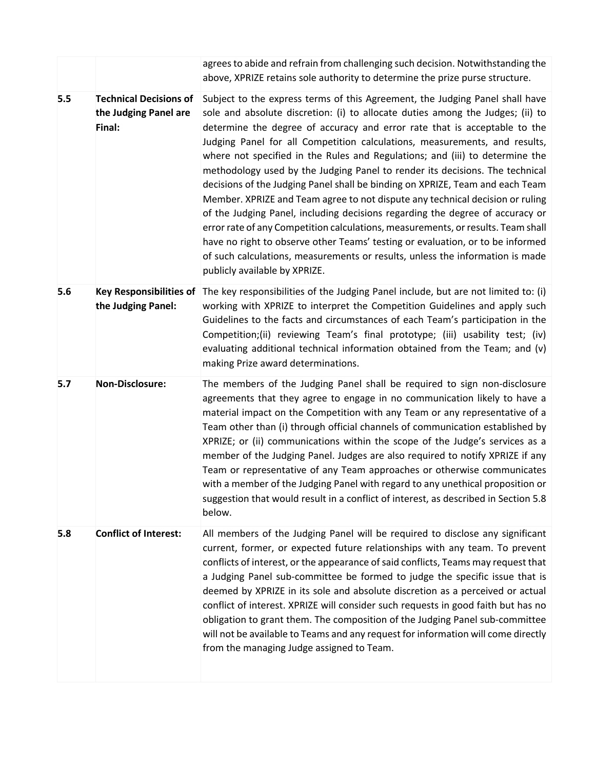| | | |
|---|---|---|
| | | agrees to abide and refrain from challenging such decision. Notwithstanding the above, XPRIZE retains sole authority to determine the prize purse structure. |
| **5.5** | **Technical Decisions of the Judging Panel are Final:** | Subject to the express terms of this Agreement, the Judging Panel shall have sole and absolute discretion: (i) to allocate duties among the Judges; (ii) to determine the degree of accuracy and error rate that is acceptable to the Judging Panel for all Competition calculations, measurements, and results, where not specified in the Rules and Regulations; and (iii) to determine the methodology used by the Judging Panel to render its decisions. The technical decisions of the Judging Panel shall be binding on XPRIZE, Team and each Team Member. XPRIZE and Team agree to not dispute any technical decision or ruling of the Judging Panel, including decisions regarding the degree of accuracy or error rate of any Competition calculations, measurements, or results. Team shall have no right to observe other Teams' testing or evaluation, or to be informed of such calculations, measurements or results, unless the information is made publicly available by XPRIZE. |
| **5.6** | **Key Responsibilities of the Judging Panel:** | The key responsibilities of the Judging Panel include, but are not limited to: (i) working with XPRIZE to interpret the Competition Guidelines and apply such Guidelines to the facts and circumstances of each Team's participation in the Competition;(ii) reviewing Team's final prototype; (iii) usability test; (iv) evaluating additional technical information obtained from the Team; and (v) making Prize award determinations. |
| **5.7** | **Non-Disclosure:** | The members of the Judging Panel shall be required to sign non-disclosure agreements that they agree to engage in no communication likely to have a material impact on the Competition with any Team or any representative of a Team other than (i) through official channels of communication established by XPRIZE; or (ii) communications within the scope of the Judge's services as a member of the Judging Panel. Judges are also required to notify XPRIZE if any Team or representative of any Team approaches or otherwise communicates with a member of the Judging Panel with regard to any unethical proposition or suggestion that would result in a conflict of interest, as described in Section 5.8 below. |
| **5.8** | **Conflict of Interest:** | All members of the Judging Panel will be required to disclose any significant current, former, or expected future relationships with any team. To prevent conflicts of interest, or the appearance of said conflicts, Teams may request that a Judging Panel sub-committee be formed to judge the specific issue that is deemed by XPRIZE in its sole and absolute discretion as a perceived or actual conflict of interest. XPRIZE will consider such requests in good faith but has no obligation to grant them. The composition of the Judging Panel sub-committee will not be available to Teams and any request for information will come directly from the managing Judge assigned to Team. |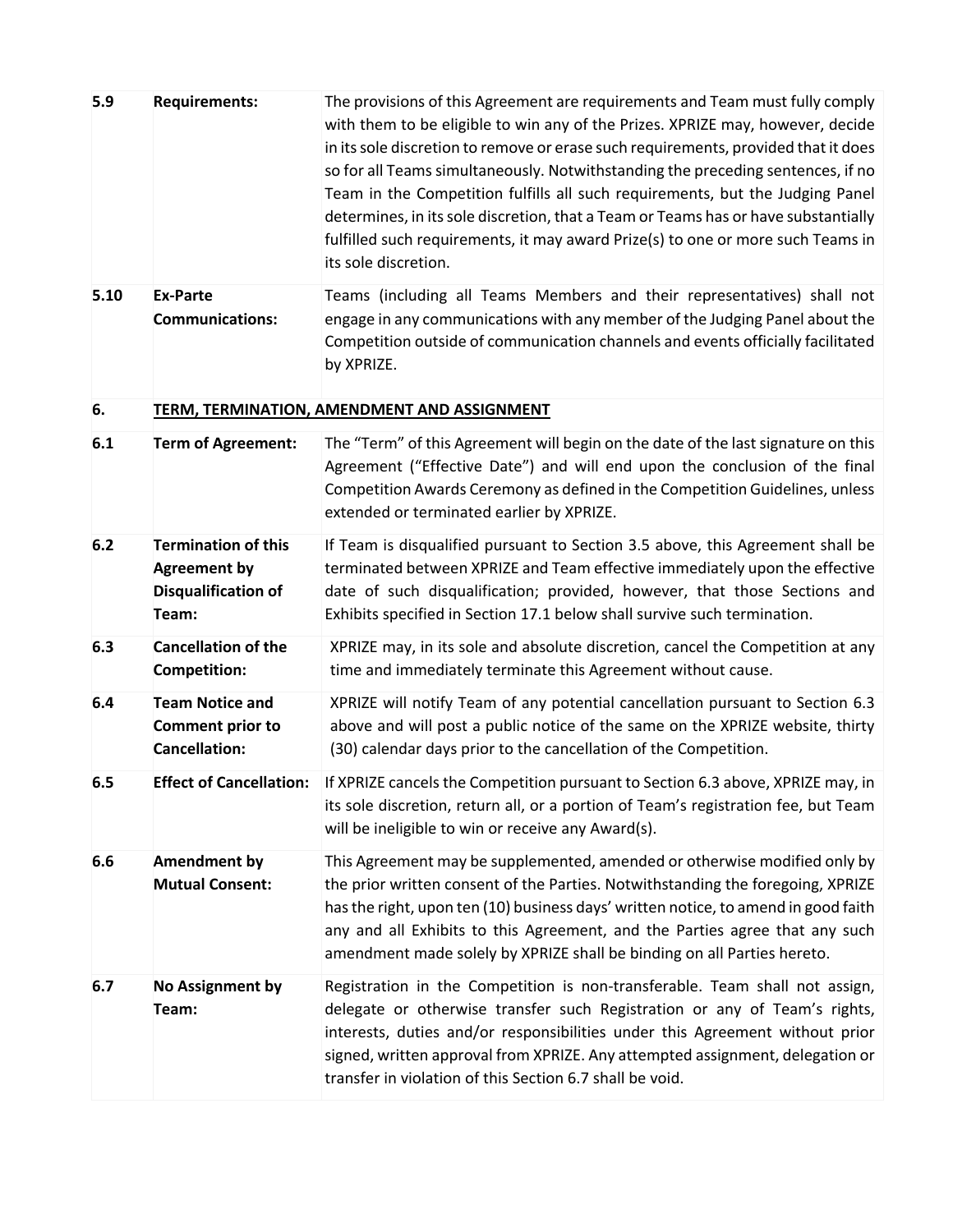| | | |
|---|---|---|
| **5.9** | **Requirements:** | The provisions of this Agreement are requirements and Team must fully comply with them to be eligible to win any of the Prizes. XPRIZE may, however, decide in its sole discretion to remove or erase such requirements, provided that it does so for all Teams simultaneously. Notwithstanding the preceding sentences, if no Team in the Competition fulfills all such requirements, but the Judging Panel determines, in its sole discretion, that a Team or Teams has or have substantially fulfilled such requirements, it may award Prize(s) to one or more such Teams in its sole discretion. |
| **5.10** | **Ex-Parte Communications:** | Teams (including all Teams Members and their representatives) shall not engage in any communications with any member of the Judging Panel about the Competition outside of communication channels and events officially facilitated by XPRIZE. |
| **6.** | **<u>TERM, TERMINATION, AMENDMENT AND ASSIGNMENT</u>** | |
| **6.1** | **Term of Agreement:** | The "Term" of this Agreement will begin on the date of the last signature on this Agreement ("Effective Date") and will end upon the conclusion of the final Competition Awards Ceremony as defined in the Competition Guidelines, unless extended or terminated earlier by XPRIZE. |
| **6.2** | **Termination of this Agreement by Disqualification of Team:** | If Team is disqualified pursuant to Section 3.5 above, this Agreement shall be terminated between XPRIZE and Team effective immediately upon the effective date of such disqualification; provided, however, that those Sections and Exhibits specified in Section 17.1 below shall survive such termination. |
| **6.3** | **Cancellation of the Competition:** | XPRIZE may, in its sole and absolute discretion, cancel the Competition at any time and immediately terminate this Agreement without cause. |
| **6.4** | **Team Notice and Comment prior to Cancellation:** | XPRIZE will notify Team of any potential cancellation pursuant to Section 6.3 above and will post a public notice of the same on the XPRIZE website, thirty (30) calendar days prior to the cancellation of the Competition. |
| **6.5** | **Effect of Cancellation:** | If XPRIZE cancels the Competition pursuant to Section 6.3 above, XPRIZE may, in its sole discretion, return all, or a portion of Team's registration fee, but Team will be ineligible to win or receive any Award(s). |
| **6.6** | **Amendment by Mutual Consent:** | This Agreement may be supplemented, amended or otherwise modified only by the prior written consent of the Parties. Notwithstanding the foregoing, XPRIZE has the right, upon ten (10) business days' written notice, to amend in good faith any and all Exhibits to this Agreement, and the Parties agree that any such amendment made solely by XPRIZE shall be binding on all Parties hereto. |
| **6.7** | **No Assignment by Team:** | Registration in the Competition is non-transferable. Team shall not assign, delegate or otherwise transfer such Registration or any of Team's rights, interests, duties and/or responsibilities under this Agreement without prior signed, written approval from XPRIZE. Any attempted assignment, delegation or transfer in violation of this Section 6.7 shall be void. |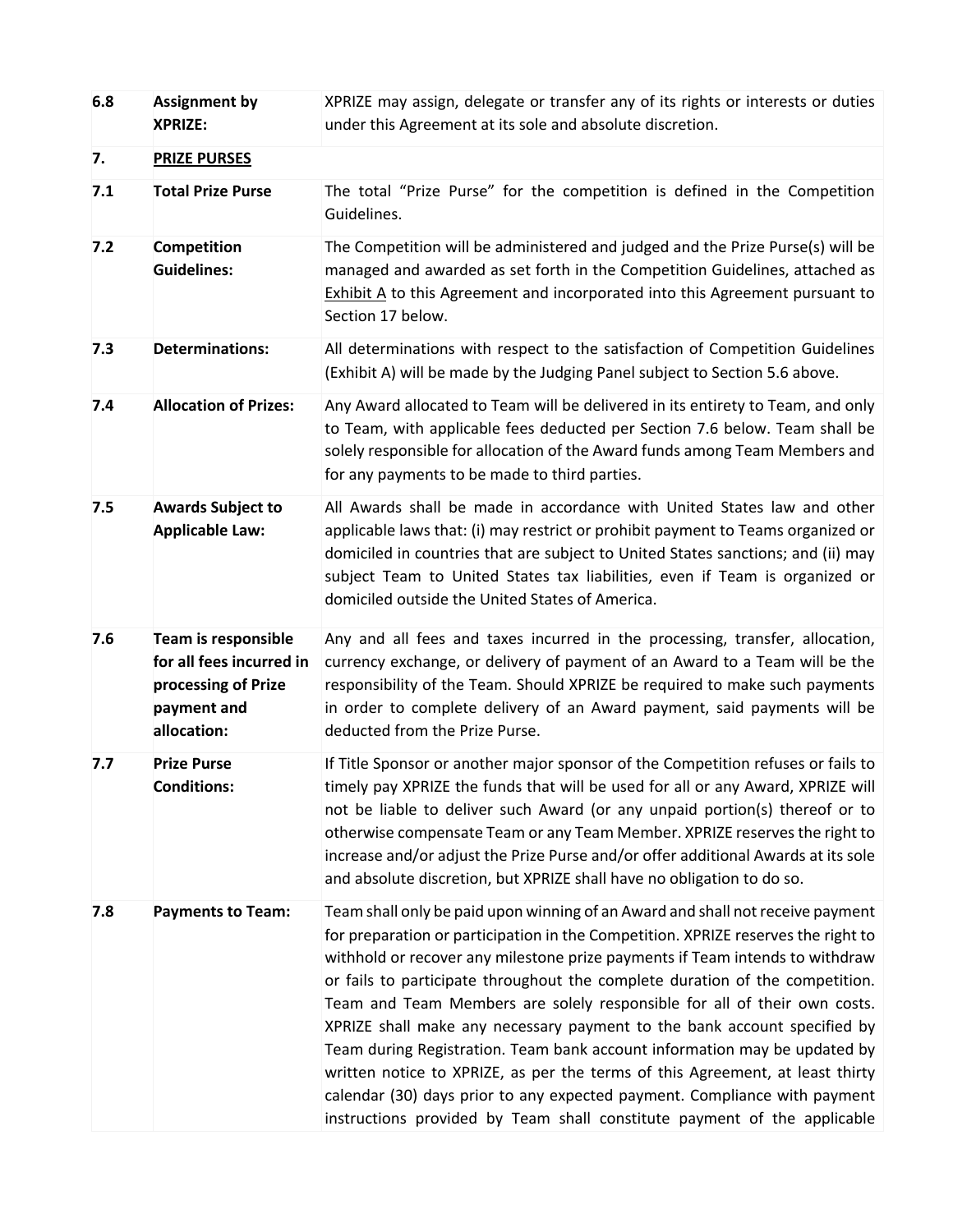| | | |
|---|---|---|
| **6.8** | **Assignment by XPRIZE:** | XPRIZE may assign, delegate or transfer any of its rights or interests or duties under this Agreement at its sole and absolute discretion. |
| **7.** | **PRIZE PURSES** | |
| **7.1** | **Total Prize Purse** | The total "Prize Purse" for the competition is defined in the Competition Guidelines. |
| **7.2** | **Competition Guidelines:** | The Competition will be administered and judged and the Prize Purse(s) will be managed and awarded as set forth in the Competition Guidelines, attached as Exhibit A to this Agreement and incorporated into this Agreement pursuant to Section 17 below. |
| **7.3** | **Determinations:** | All determinations with respect to the satisfaction of Competition Guidelines (Exhibit A) will be made by the Judging Panel subject to Section 5.6 above. |
| **7.4** | **Allocation of Prizes:** | Any Award allocated to Team will be delivered in its entirety to Team, and only to Team, with applicable fees deducted per Section 7.6 below. Team shall be solely responsible for allocation of the Award funds among Team Members and for any payments to be made to third parties. |
| **7.5** | **Awards Subject to Applicable Law:** | All Awards shall be made in accordance with United States law and other applicable laws that: (i) may restrict or prohibit payment to Teams organized or domiciled in countries that are subject to United States sanctions; and (ii) may subject Team to United States tax liabilities, even if Team is organized or domiciled outside the United States of America. |
| **7.6** | **Team is responsible for all fees incurred in processing of Prize payment and allocation:** | Any and all fees and taxes incurred in the processing, transfer, allocation, currency exchange, or delivery of payment of an Award to a Team will be the responsibility of the Team. Should XPRIZE be required to make such payments in order to complete delivery of an Award payment, said payments will be deducted from the Prize Purse. |
| **7.7** | **Prize Purse Conditions:** | If Title Sponsor or another major sponsor of the Competition refuses or fails to timely pay XPRIZE the funds that will be used for all or any Award, XPRIZE will not be liable to deliver such Award (or any unpaid portion(s) thereof or to otherwise compensate Team or any Team Member. XPRIZE reserves the right to increase and/or adjust the Prize Purse and/or offer additional Awards at its sole and absolute discretion, but XPRIZE shall have no obligation to do so. |
| **7.8** | **Payments to Team:** | Team shall only be paid upon winning of an Award and shall not receive payment for preparation or participation in the Competition. XPRIZE reserves the right to withhold or recover any milestone prize payments if Team intends to withdraw or fails to participate throughout the complete duration of the competition. Team and Team Members are solely responsible for all of their own costs. XPRIZE shall make any necessary payment to the bank account specified by Team during Registration. Team bank account information may be updated by written notice to XPRIZE, as per the terms of this Agreement, at least thirty calendar (30) days prior to any expected payment. Compliance with payment instructions provided by Team shall constitute payment of the applicable |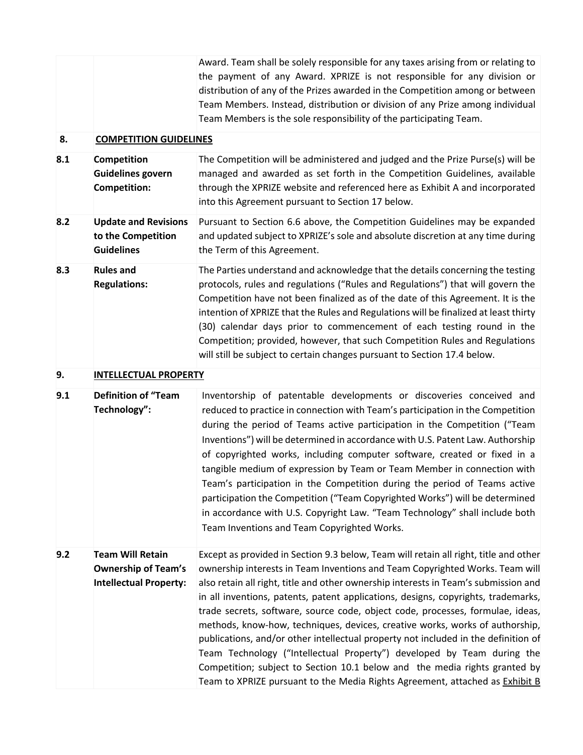| | | |
|---|---|---|
| | | Award. Team shall be solely responsible for any taxes arising from or relating to the payment of any Award. XPRIZE is not responsible for any division or distribution of any of the Prizes awarded in the Competition among or between Team Members. Instead, distribution or division of any Prize among individual Team Members is the sole responsibility of the participating Team. |
| **8.** | **<u>COMPETITION GUIDELINES</u>** | |
| **8.1** | **Competition Guidelines govern Competition:** | The Competition will be administered and judged and the Prize Purse(s) will be managed and awarded as set forth in the Competition Guidelines, available through the XPRIZE website and referenced here as Exhibit A and incorporated into this Agreement pursuant to Section 17 below. |
| **8.2** | **Update and Revisions to the Competition Guidelines** | Pursuant to Section 6.6 above, the Competition Guidelines may be expanded and updated subject to XPRIZE's sole and absolute discretion at any time during the Term of this Agreement. |
| **8.3** | **Rules and Regulations:** | The Parties understand and acknowledge that the details concerning the testing protocols, rules and regulations ("Rules and Regulations") that will govern the Competition have not been finalized as of the date of this Agreement. It is the intention of XPRIZE that the Rules and Regulations will be finalized at least thirty (30) calendar days prior to commencement of each testing round in the Competition; provided, however, that such Competition Rules and Regulations will still be subject to certain changes pursuant to Section 17.4 below. |
| **9.** | **<u>INTELLECTUAL PROPERTY</u>** | |
| **9.1** | **Definition of "Team Technology":** | Inventorship of patentable developments or discoveries conceived and reduced to practice in connection with Team's participation in the Competition during the period of Teams active participation in the Competition ("Team Inventions") will be determined in accordance with U.S. Patent Law. Authorship of copyrighted works, including computer software, created or fixed in a tangible medium of expression by Team or Team Member in connection with Team's participation in the Competition during the period of Teams active participation the Competition ("Team Copyrighted Works") will be determined in accordance with U.S. Copyright Law. "Team Technology" shall include both Team Inventions and Team Copyrighted Works. |
| **9.2** | **Team Will Retain Ownership of Team's Intellectual Property:** | Except as provided in Section 9.3 below, Team will retain all right, title and other ownership interests in Team Inventions and Team Copyrighted Works. Team will also retain all right, title and other ownership interests in Team's submission and in all inventions, patents, patent applications, designs, copyrights, trademarks, trade secrets, software, source code, object code, processes, formulae, ideas, methods, know-how, techniques, devices, creative works, works of authorship, publications, and/or other intellectual property not included in the definition of Team Technology ("Intellectual Property") developed by Team during the Competition; subject to Section 10.1 below and the media rights granted by Team to XPRIZE pursuant to the Media Rights Agreement, attached as <u>Exhibit B</u> |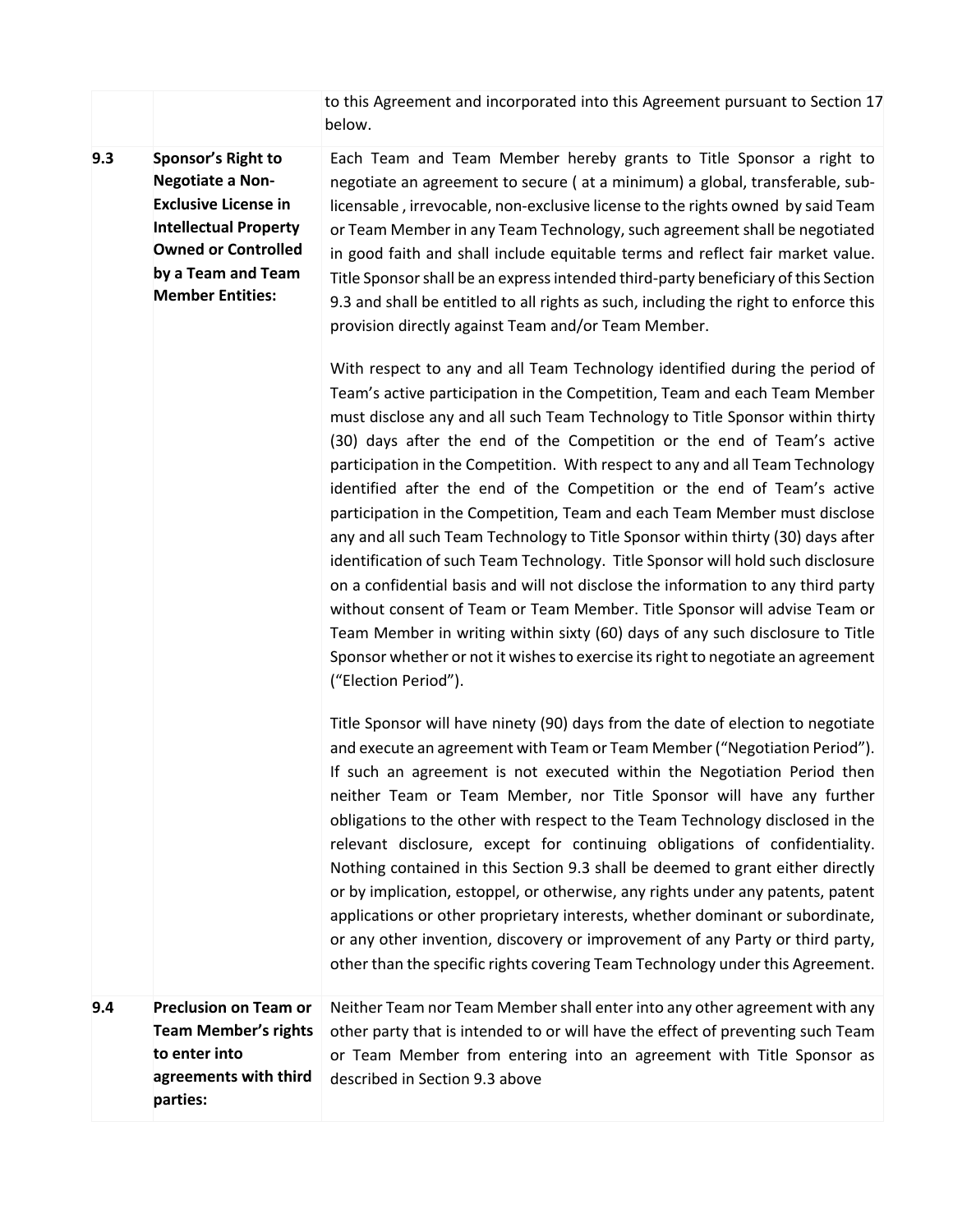| | | |
|---|---|---|
| | | to this Agreement and incorporated into this Agreement pursuant to Section 17 below. |
| **9.3** | **Sponsor's Right to Negotiate a Non-Exclusive License in Intellectual Property Owned or Controlled by a Team and Team Member Entities:** | Each Team and Team Member hereby grants to Title Sponsor a right to negotiate an agreement to secure ( at a minimum) a global, transferable, sub-licensable , irrevocable, non-exclusive license to the rights owned by said Team or Team Member in any Team Technology, such agreement shall be negotiated in good faith and shall include equitable terms and reflect fair market value. Title Sponsor shall be an express intended third-party beneficiary of this Section 9.3 and shall be entitled to all rights as such, including the right to enforce this provision directly against Team and/or Team Member.<br><br>With respect to any and all Team Technology identified during the period of Team's active participation in the Competition, Team and each Team Member must disclose any and all such Team Technology to Title Sponsor within thirty (30) days after the end of the Competition or the end of Team's active participation in the Competition. With respect to any and all Team Technology identified after the end of the Competition or the end of Team's active participation in the Competition, Team and each Team Member must disclose any and all such Team Technology to Title Sponsor within thirty (30) days after identification of such Team Technology. Title Sponsor will hold such disclosure on a confidential basis and will not disclose the information to any third party without consent of Team or Team Member. Title Sponsor will advise Team or Team Member in writing within sixty (60) days of any such disclosure to Title Sponsor whether or not it wishes to exercise its right to negotiate an agreement ("Election Period").<br><br>Title Sponsor will have ninety (90) days from the date of election to negotiate and execute an agreement with Team or Team Member ("Negotiation Period"). If such an agreement is not executed within the Negotiation Period then neither Team or Team Member, nor Title Sponsor will have any further obligations to the other with respect to the Team Technology disclosed in the relevant disclosure, except for continuing obligations of confidentiality. Nothing contained in this Section 9.3 shall be deemed to grant either directly or by implication, estoppel, or otherwise, any rights under any patents, patent applications or other proprietary interests, whether dominant or subordinate, or any other invention, discovery or improvement of any Party or third party, other than the specific rights covering Team Technology under this Agreement. |
| **9.4** | **Preclusion on Team or Team Member's rights to enter into agreements with third parties:** | Neither Team nor Team Member shall enter into any other agreement with any other party that is intended to or will have the effect of preventing such Team or Team Member from entering into an agreement with Title Sponsor as described in Section 9.3 above |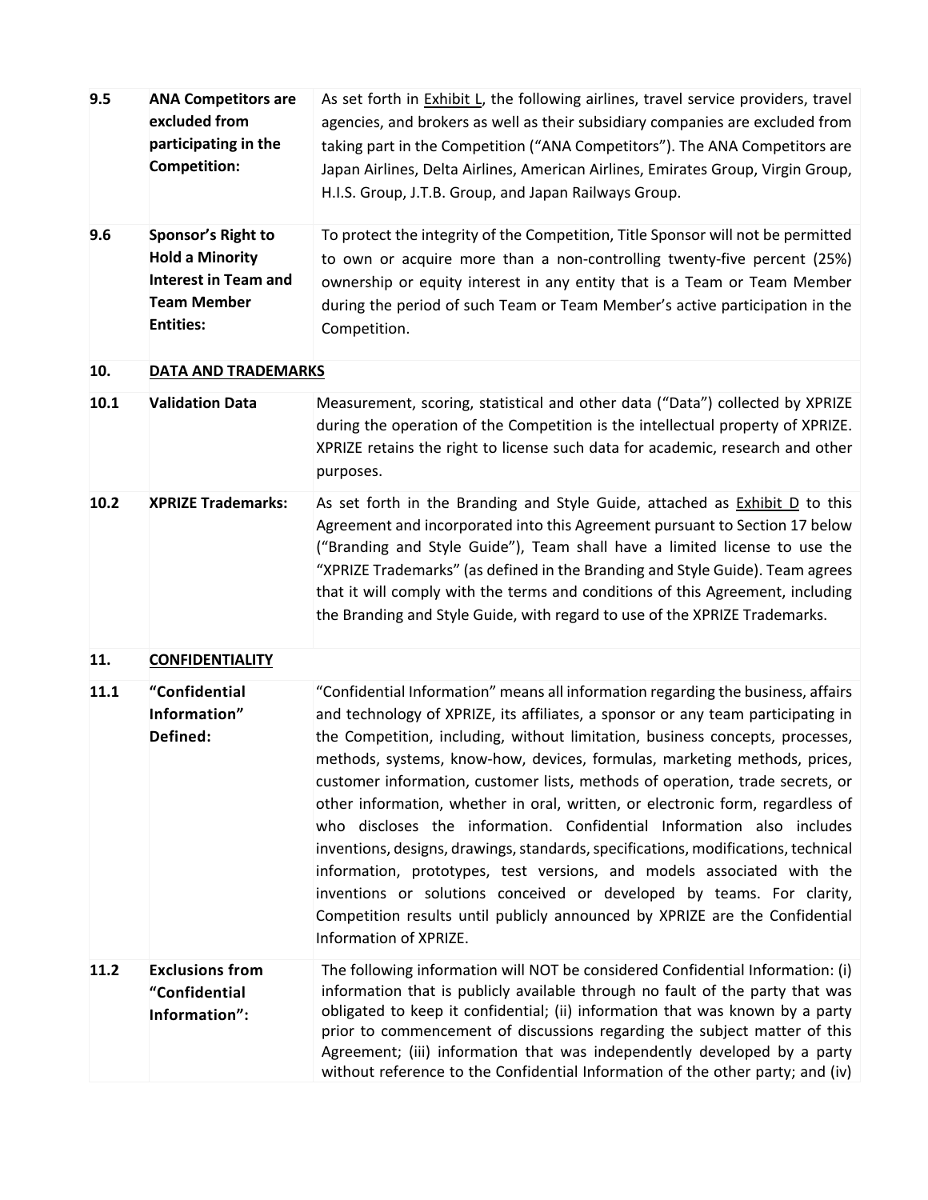| | | |
|---|---|---|
| **9.5** | **ANA Competitors are excluded from participating in the Competition:** | As set forth in Exhibit L, the following airlines, travel service providers, travel agencies, and brokers as well as their subsidiary companies are excluded from taking part in the Competition ("ANA Competitors"). The ANA Competitors are Japan Airlines, Delta Airlines, American Airlines, Emirates Group, Virgin Group, H.I.S. Group, J.T.B. Group, and Japan Railways Group. |
| **9.6** | **Sponsor's Right to Hold a Minority Interest in Team and Team Member Entities:** | To protect the integrity of the Competition, Title Sponsor will not be permitted to own or acquire more than a non-controlling twenty-five percent (25%) ownership or equity interest in any entity that is a Team or Team Member during the period of such Team or Team Member's active participation in the Competition. |
| **10.** | **DATA AND TRADEMARKS** | |
| **10.1** | **Validation Data** | Measurement, scoring, statistical and other data ("Data") collected by XPRIZE during the operation of the Competition is the intellectual property of XPRIZE. XPRIZE retains the right to license such data for academic, research and other purposes. |
| **10.2** | **XPRIZE Trademarks:** | As set forth in the Branding and Style Guide, attached as Exhibit D to this Agreement and incorporated into this Agreement pursuant to Section 17 below ("Branding and Style Guide"), Team shall have a limited license to use the "XPRIZE Trademarks" (as defined in the Branding and Style Guide). Team agrees that it will comply with the terms and conditions of this Agreement, including the Branding and Style Guide, with regard to use of the XPRIZE Trademarks. |
| **11.** | **CONFIDENTIALITY** | |
| **11.1** | **"Confidential Information" Defined:** | "Confidential Information" means all information regarding the business, affairs and technology of XPRIZE, its affiliates, a sponsor or any team participating in the Competition, including, without limitation, business concepts, processes, methods, systems, know-how, devices, formulas, marketing methods, prices, customer information, customer lists, methods of operation, trade secrets, or other information, whether in oral, written, or electronic form, regardless of who discloses the information. Confidential Information also includes inventions, designs, drawings, standards, specifications, modifications, technical information, prototypes, test versions, and models associated with the inventions or solutions conceived or developed by teams. For clarity, Competition results until publicly announced by XPRIZE are the Confidential Information of XPRIZE. |
| **11.2** | **Exclusions from "Confidential Information":** | The following information will NOT be considered Confidential Information: (i) information that is publicly available through no fault of the party that was obligated to keep it confidential; (ii) information that was known by a party prior to commencement of discussions regarding the subject matter of this Agreement; (iii) information that was independently developed by a party without reference to the Confidential Information of the other party; and (iv) |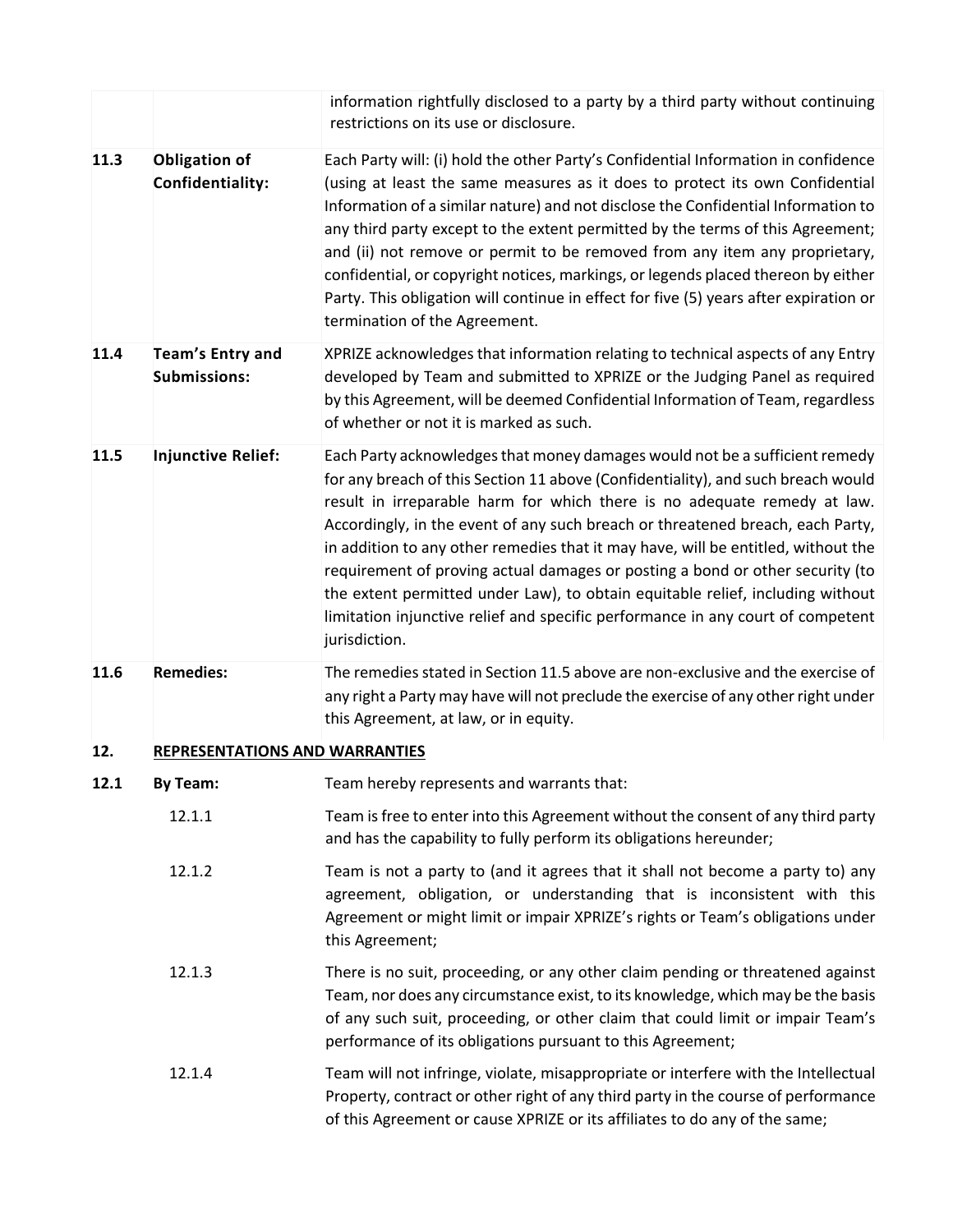| | | |
|---|---|---|
| | | information rightfully disclosed to a party by a third party without continuing restrictions on its use or disclosure. |
| **11.3** | **Obligation of Confidentiality:** | Each Party will: (i) hold the other Party's Confidential Information in confidence (using at least the same measures as it does to protect its own Confidential Information of a similar nature) and not disclose the Confidential Information to any third party except to the extent permitted by the terms of this Agreement; and (ii) not remove or permit to be removed from any item any proprietary, confidential, or copyright notices, markings, or legends placed thereon by either Party. This obligation will continue in effect for five (5) years after expiration or termination of the Agreement. |
| **11.4** | **Team's Entry and Submissions:** | XPRIZE acknowledges that information relating to technical aspects of any Entry developed by Team and submitted to XPRIZE or the Judging Panel as required by this Agreement, will be deemed Confidential Information of Team, regardless of whether or not it is marked as such. |
| **11.5** | **Injunctive Relief:** | Each Party acknowledges that money damages would not be a sufficient remedy for any breach of this Section 11 above (Confidentiality), and such breach would result in irreparable harm for which there is no adequate remedy at law. Accordingly, in the event of any such breach or threatened breach, each Party, in addition to any other remedies that it may have, will be entitled, without the requirement of proving actual damages or posting a bond or other security (to the extent permitted under Law), to obtain equitable relief, including without limitation injunctive relief and specific performance in any court of competent jurisdiction. |
| **11.6** | **Remedies:** | The remedies stated in Section 11.5 above are non-exclusive and the exercise of any right a Party may have will not preclude the exercise of any other right under this Agreement, at law, or in equity. |

## 12. REPRESENTATIONS AND WARRANTIES

**12.1 By Team:** Team hereby represents and warrants that:

12.1.1 Team is free to enter into this Agreement without the consent of any third party and has the capability to fully perform its obligations hereunder;

12.1.2 Team is not a party to (and it agrees that it shall not become a party to) any agreement, obligation, or understanding that is inconsistent with this Agreement or might limit or impair XPRIZE's rights or Team's obligations under this Agreement;

12.1.3 There is no suit, proceeding, or any other claim pending or threatened against Team, nor does any circumstance exist, to its knowledge, which may be the basis of any such suit, proceeding, or other claim that could limit or impair Team's performance of its obligations pursuant to this Agreement;

12.1.4 Team will not infringe, violate, misappropriate or interfere with the Intellectual Property, contract or other right of any third party in the course of performance of this Agreement or cause XPRIZE or its affiliates to do any of the same;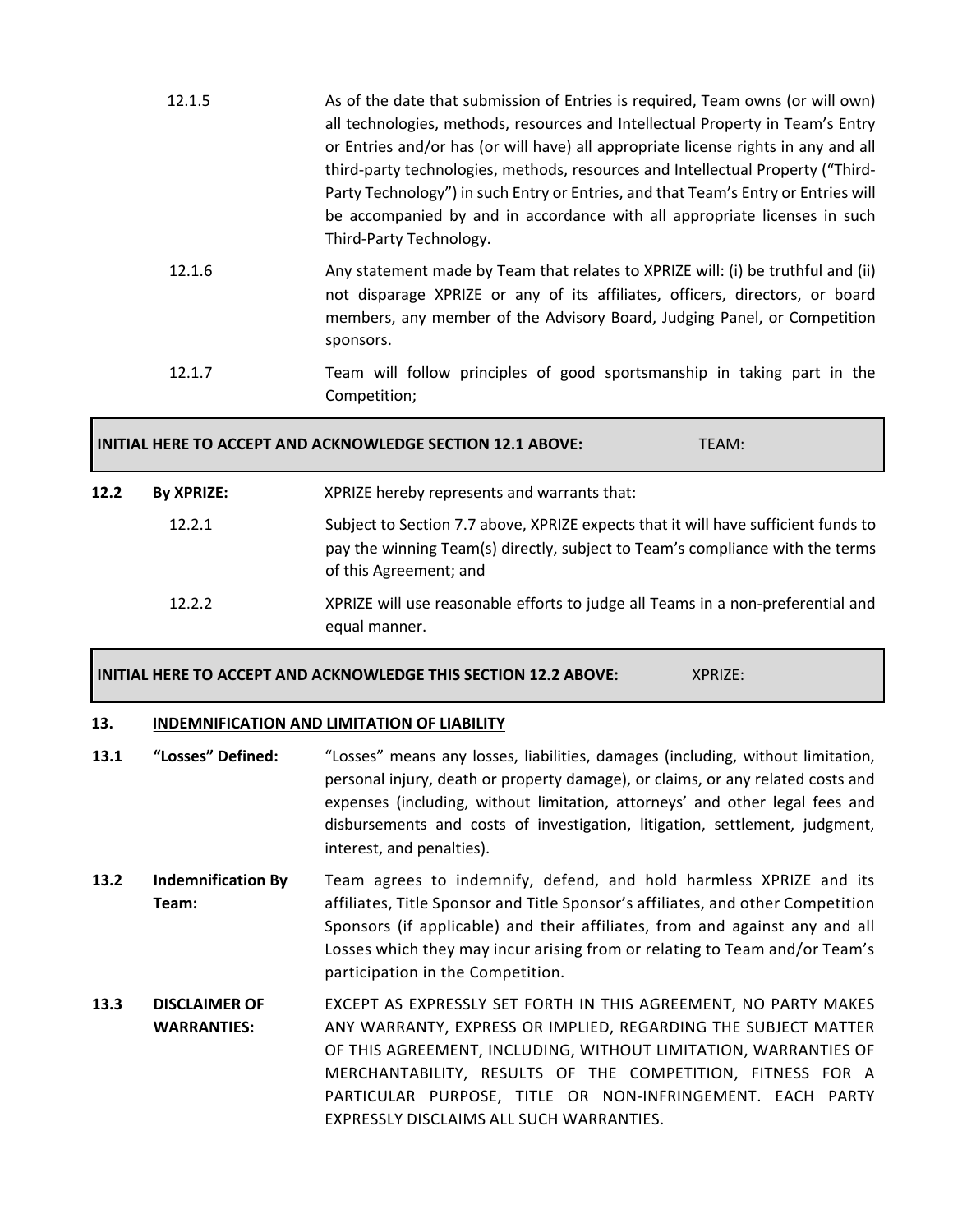12.1.5 As of the date that submission of Entries is required, Team owns (or will own) all technologies, methods, resources and Intellectual Property in Team's Entry or Entries and/or has (or will have) all appropriate license rights in any and all third-party technologies, methods, resources and Intellectual Property ("Third-Party Technology") in such Entry or Entries, and that Team's Entry or Entries will be accompanied by and in accordance with all appropriate licenses in such Third-Party Technology.

12.1.6 Any statement made by Team that relates to XPRIZE will: (i) be truthful and (ii) not disparage XPRIZE or any of its affiliates, officers, directors, or board members, any member of the Advisory Board, Judging Panel, or Competition sponsors.

12.1.7 Team will follow principles of good sportsmanship in taking part in the Competition;

| **INITIAL HERE TO ACCEPT AND ACKNOWLEDGE SECTION 12.1 ABOVE:** | TEAM: |
|---|---|

**12.2 By XPRIZE:** XPRIZE hereby represents and warrants that:

12.2.1 Subject to Section 7.7 above, XPRIZE expects that it will have sufficient funds to pay the winning Team(s) directly, subject to Team's compliance with the terms of this Agreement; and

12.2.2 XPRIZE will use reasonable efforts to judge all Teams in a non-preferential and equal manner.

| **INITIAL HERE TO ACCEPT AND ACKNOWLEDGE THIS SECTION 12.2 ABOVE:** | XPRIZE: |
|---|---|

## 13. INDEMNIFICATION AND LIMITATION OF LIABILITY

**13.1 "Losses" Defined:** "Losses" means any losses, liabilities, damages (including, without limitation, personal injury, death or property damage), or claims, or any related costs and expenses (including, without limitation, attorneys' and other legal fees and disbursements and costs of investigation, litigation, settlement, judgment, interest, and penalties).

**13.2 Indemnification By Team:** Team agrees to indemnify, defend, and hold harmless XPRIZE and its affiliates, Title Sponsor and Title Sponsor's affiliates, and other Competition Sponsors (if applicable) and their affiliates, from and against any and all Losses which they may incur arising from or relating to Team and/or Team's participation in the Competition.

**13.3 DISCLAIMER OF WARRANTIES:** EXCEPT AS EXPRESSLY SET FORTH IN THIS AGREEMENT, NO PARTY MAKES ANY WARRANTY, EXPRESS OR IMPLIED, REGARDING THE SUBJECT MATTER OF THIS AGREEMENT, INCLUDING, WITHOUT LIMITATION, WARRANTIES OF MERCHANTABILITY, RESULTS OF THE COMPETITION, FITNESS FOR A PARTICULAR PURPOSE, TITLE OR NON-INFRINGEMENT. EACH PARTY EXPRESSLY DISCLAIMS ALL SUCH WARRANTIES.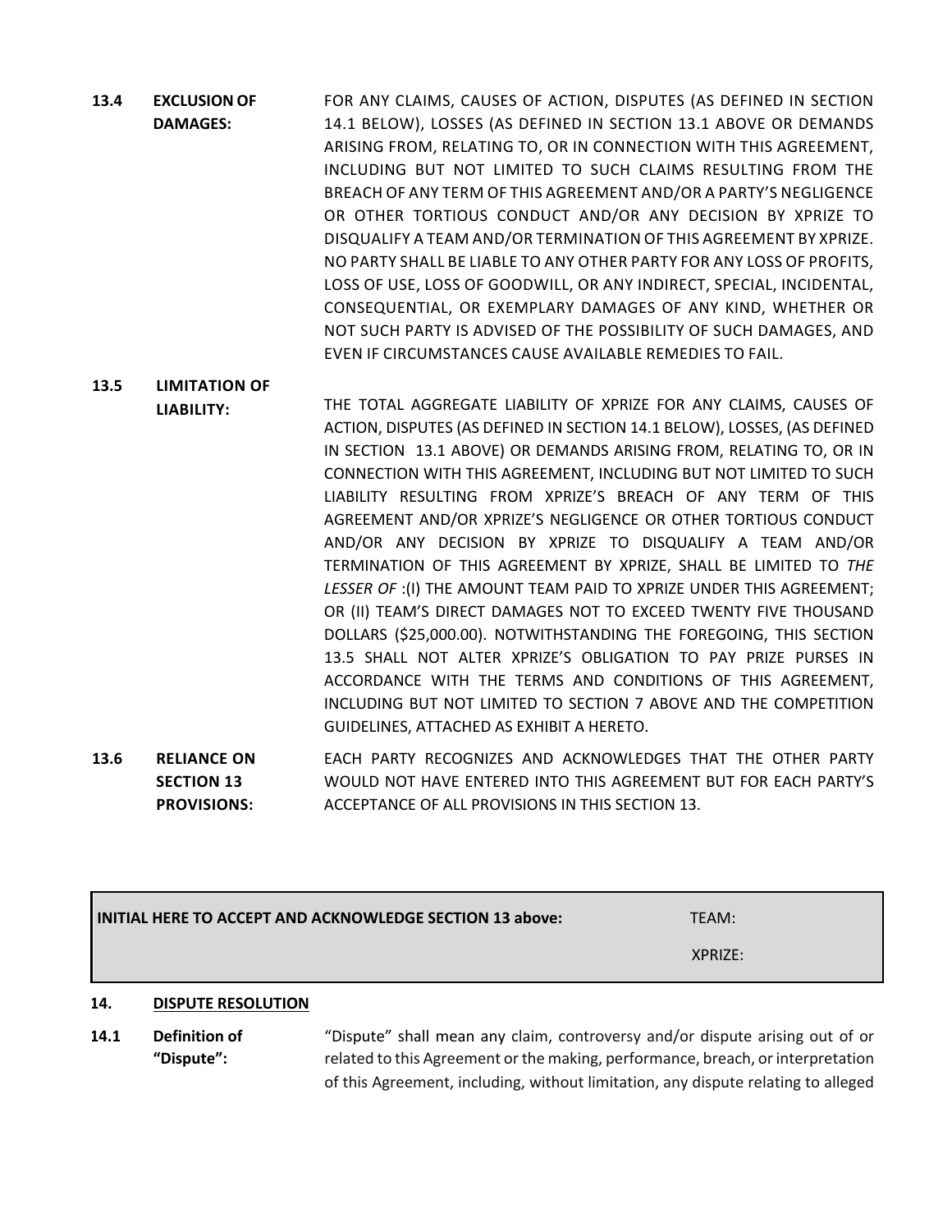**13.4 EXCLUSION OF DAMAGES:** FOR ANY CLAIMS, CAUSES OF ACTION, DISPUTES (AS DEFINED IN SECTION 14.1 BELOW), LOSSES (AS DEFINED IN SECTION 13.1 ABOVE OR DEMANDS ARISING FROM, RELATING TO, OR IN CONNECTION WITH THIS AGREEMENT, INCLUDING BUT NOT LIMITED TO SUCH CLAIMS RESULTING FROM THE BREACH OF ANY TERM OF THIS AGREEMENT AND/OR A PARTY'S NEGLIGENCE OR OTHER TORTIOUS CONDUCT AND/OR ANY DECISION BY XPRIZE TO DISQUALIFY A TEAM AND/OR TERMINATION OF THIS AGREEMENT BY XPRIZE. NO PARTY SHALL BE LIABLE TO ANY OTHER PARTY FOR ANY LOSS OF PROFITS, LOSS OF USE, LOSS OF GOODWILL, OR ANY INDIRECT, SPECIAL, INCIDENTAL, CONSEQUENTIAL, OR EXEMPLARY DAMAGES OF ANY KIND, WHETHER OR NOT SUCH PARTY IS ADVISED OF THE POSSIBILITY OF SUCH DAMAGES, AND EVEN IF CIRCUMSTANCES CAUSE AVAILABLE REMEDIES TO FAIL.

**13.5 LIMITATION OF LIABILITY:** THE TOTAL AGGREGATE LIABILITY OF XPRIZE FOR ANY CLAIMS, CAUSES OF ACTION, DISPUTES (AS DEFINED IN SECTION 14.1 BELOW), LOSSES, (AS DEFINED IN SECTION 13.1 ABOVE) OR DEMANDS ARISING FROM, RELATING TO, OR IN CONNECTION WITH THIS AGREEMENT, INCLUDING BUT NOT LIMITED TO SUCH LIABILITY RESULTING FROM XPRIZE'S BREACH OF ANY TERM OF THIS AGREEMENT AND/OR XPRIZE'S NEGLIGENCE OR OTHER TORTIOUS CONDUCT AND/OR ANY DECISION BY XPRIZE TO DISQUALIFY A TEAM AND/OR TERMINATION OF THIS AGREEMENT BY XPRIZE, SHALL BE LIMITED TO *THE LESSER OF* :(I) THE AMOUNT TEAM PAID TO XPRIZE UNDER THIS AGREEMENT; OR (II) TEAM'S DIRECT DAMAGES NOT TO EXCEED TWENTY FIVE THOUSAND DOLLARS ($25,000.00). NOTWITHSTANDING THE FOREGOING, THIS SECTION 13.5 SHALL NOT ALTER XPRIZE'S OBLIGATION TO PAY PRIZE PURSES IN ACCORDANCE WITH THE TERMS AND CONDITIONS OF THIS AGREEMENT, INCLUDING BUT NOT LIMITED TO SECTION 7 ABOVE AND THE COMPETITION GUIDELINES, ATTACHED AS EXHIBIT A HERETO.

**13.6 RELIANCE ON SECTION 13 PROVISIONS:** EACH PARTY RECOGNIZES AND ACKNOWLEDGES THAT THE OTHER PARTY WOULD NOT HAVE ENTERED INTO THIS AGREEMENT BUT FOR EACH PARTY'S ACCEPTANCE OF ALL PROVISIONS IN THIS SECTION 13.

| **INITIAL HERE TO ACCEPT AND ACKNOWLEDGE SECTION 13 above:** | TEAM: |
|---|---|
| | XPRIZE: |

## 14. DISPUTE RESOLUTION

**14.1 Definition of "Dispute":** "Dispute" shall mean any claim, controversy and/or dispute arising out of or related to this Agreement or the making, performance, breach, or interpretation of this Agreement, including, without limitation, any dispute relating to alleged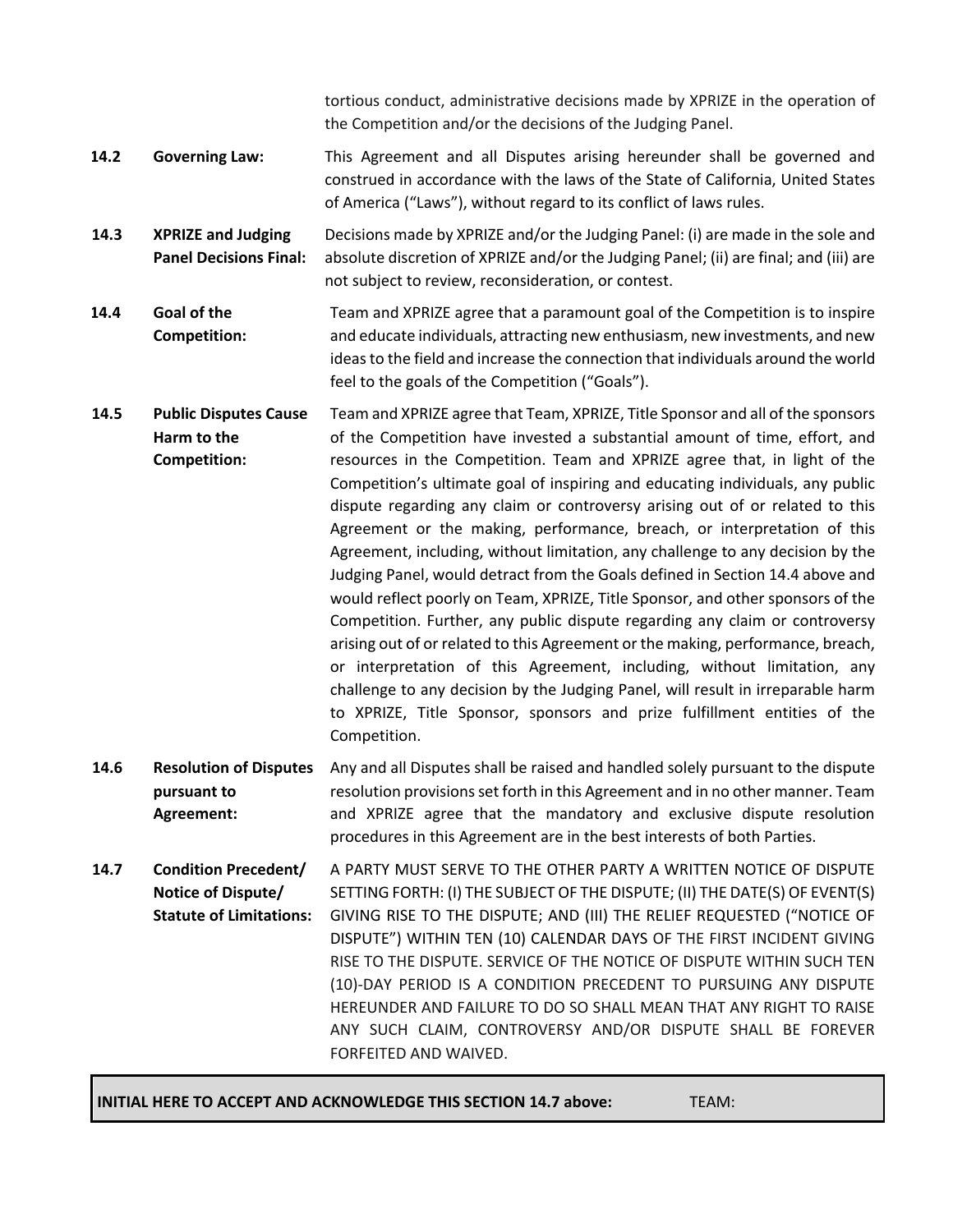tortious conduct, administrative decisions made by XPRIZE in the operation of the Competition and/or the decisions of the Judging Panel.

**14.2 Governing Law:** This Agreement and all Disputes arising hereunder shall be governed and construed in accordance with the laws of the State of California, United States of America ("Laws"), without regard to its conflict of laws rules.

**14.3 XPRIZE and Judging Panel Decisions Final:** Decisions made by XPRIZE and/or the Judging Panel: (i) are made in the sole and absolute discretion of XPRIZE and/or the Judging Panel; (ii) are final; and (iii) are not subject to review, reconsideration, or contest.

**14.4 Goal of the Competition:** Team and XPRIZE agree that a paramount goal of the Competition is to inspire and educate individuals, attracting new enthusiasm, new investments, and new ideas to the field and increase the connection that individuals around the world feel to the goals of the Competition ("Goals").

**14.5 Public Disputes Cause Harm to the Competition:** Team and XPRIZE agree that Team, XPRIZE, Title Sponsor and all of the sponsors of the Competition have invested a substantial amount of time, effort, and resources in the Competition. Team and XPRIZE agree that, in light of the Competition's ultimate goal of inspiring and educating individuals, any public dispute regarding any claim or controversy arising out of or related to this Agreement or the making, performance, breach, or interpretation of this Agreement, including, without limitation, any challenge to any decision by the Judging Panel, would detract from the Goals defined in Section 14.4 above and would reflect poorly on Team, XPRIZE, Title Sponsor, and other sponsors of the Competition. Further, any public dispute regarding any claim or controversy arising out of or related to this Agreement or the making, performance, breach, or interpretation of this Agreement, including, without limitation, any challenge to any decision by the Judging Panel, will result in irreparable harm to XPRIZE, Title Sponsor, sponsors and prize fulfillment entities of the Competition.

**14.6 Resolution of Disputes pursuant to Agreement:** Any and all Disputes shall be raised and handled solely pursuant to the dispute resolution provisions set forth in this Agreement and in no other manner. Team and XPRIZE agree that the mandatory and exclusive dispute resolution procedures in this Agreement are in the best interests of both Parties.

**14.7 Condition Precedent/ Notice of Dispute/ Statute of Limitations:** A PARTY MUST SERVE TO THE OTHER PARTY A WRITTEN NOTICE OF DISPUTE SETTING FORTH: (I) THE SUBJECT OF THE DISPUTE; (II) THE DATE(S) OF EVENT(S) GIVING RISE TO THE DISPUTE; AND (III) THE RELIEF REQUESTED ("NOTICE OF DISPUTE") WITHIN TEN (10) CALENDAR DAYS OF THE FIRST INCIDENT GIVING RISE TO THE DISPUTE. SERVICE OF THE NOTICE OF DISPUTE WITHIN SUCH TEN (10)-DAY PERIOD IS A CONDITION PRECEDENT TO PURSUING ANY DISPUTE HEREUNDER AND FAILURE TO DO SO SHALL MEAN THAT ANY RIGHT TO RAISE ANY SUCH CLAIM, CONTROVERSY AND/OR DISPUTE SHALL BE FOREVER FORFEITED AND WAIVED.

| **INITIAL HERE TO ACCEPT AND ACKNOWLEDGE THIS SECTION 14.7 above:** | TEAM: |
|---|---|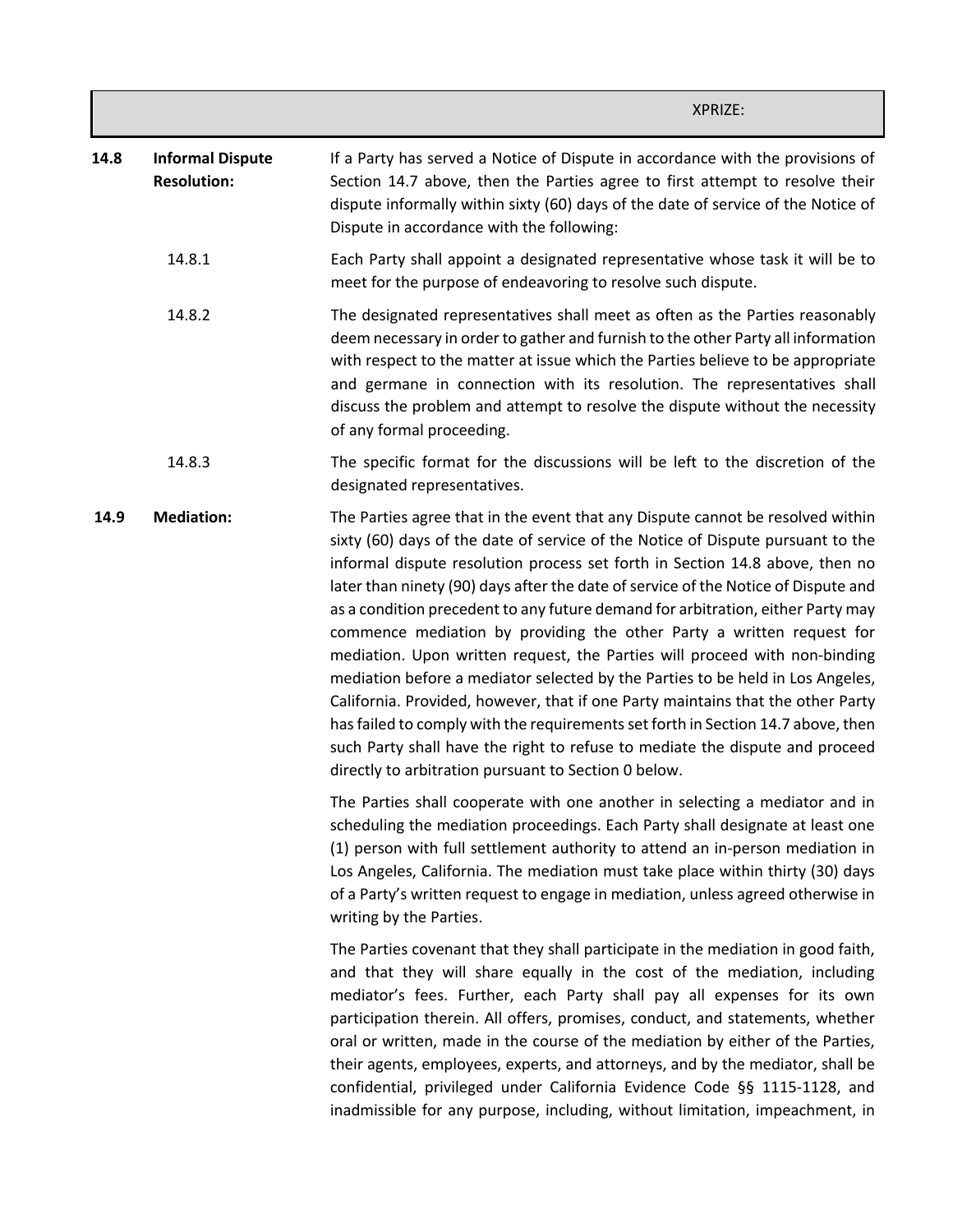**14.8 Informal Dispute Resolution:**

If a Party has served a Notice of Dispute in accordance with the provisions of Section 14.7 above, then the Parties agree to first attempt to resolve their dispute informally within sixty (60) days of the date of service of the Notice of Dispute in accordance with the following:

14.8.1 Each Party shall appoint a designated representative whose task it will be to meet for the purpose of endeavoring to resolve such dispute.

14.8.2 The designated representatives shall meet as often as the Parties reasonably deem necessary in order to gather and furnish to the other Party all information with respect to the matter at issue which the Parties believe to be appropriate and germane in connection with its resolution. The representatives shall discuss the problem and attempt to resolve the dispute without the necessity of any formal proceeding.

14.8.3 The specific format for the discussions will be left to the discretion of the designated representatives.

**14.9 Mediation:**

The Parties agree that in the event that any Dispute cannot be resolved within sixty (60) days of the date of service of the Notice of Dispute pursuant to the informal dispute resolution process set forth in Section 14.8 above, then no later than ninety (90) days after the date of service of the Notice of Dispute and as a condition precedent to any future demand for arbitration, either Party may commence mediation by providing the other Party a written request for mediation. Upon written request, the Parties will proceed with non-binding mediation before a mediator selected by the Parties to be held in Los Angeles, California. Provided, however, that if one Party maintains that the other Party has failed to comply with the requirements set forth in Section 14.7 above, then such Party shall have the right to refuse to mediate the dispute and proceed directly to arbitration pursuant to Section 0 below.

The Parties shall cooperate with one another in selecting a mediator and in scheduling the mediation proceedings. Each Party shall designate at least one (1) person with full settlement authority to attend an in-person mediation in Los Angeles, California. The mediation must take place within thirty (30) days of a Party's written request to engage in mediation, unless agreed otherwise in writing by the Parties.

The Parties covenant that they shall participate in the mediation in good faith, and that they will share equally in the cost of the mediation, including mediator's fees. Further, each Party shall pay all expenses for its own participation therein. All offers, promises, conduct, and statements, whether oral or written, made in the course of the mediation by either of the Parties, their agents, employees, experts, and attorneys, and by the mediator, shall be confidential, privileged under California Evidence Code §§ 1115-1128, and inadmissible for any purpose, including, without limitation, impeachment, in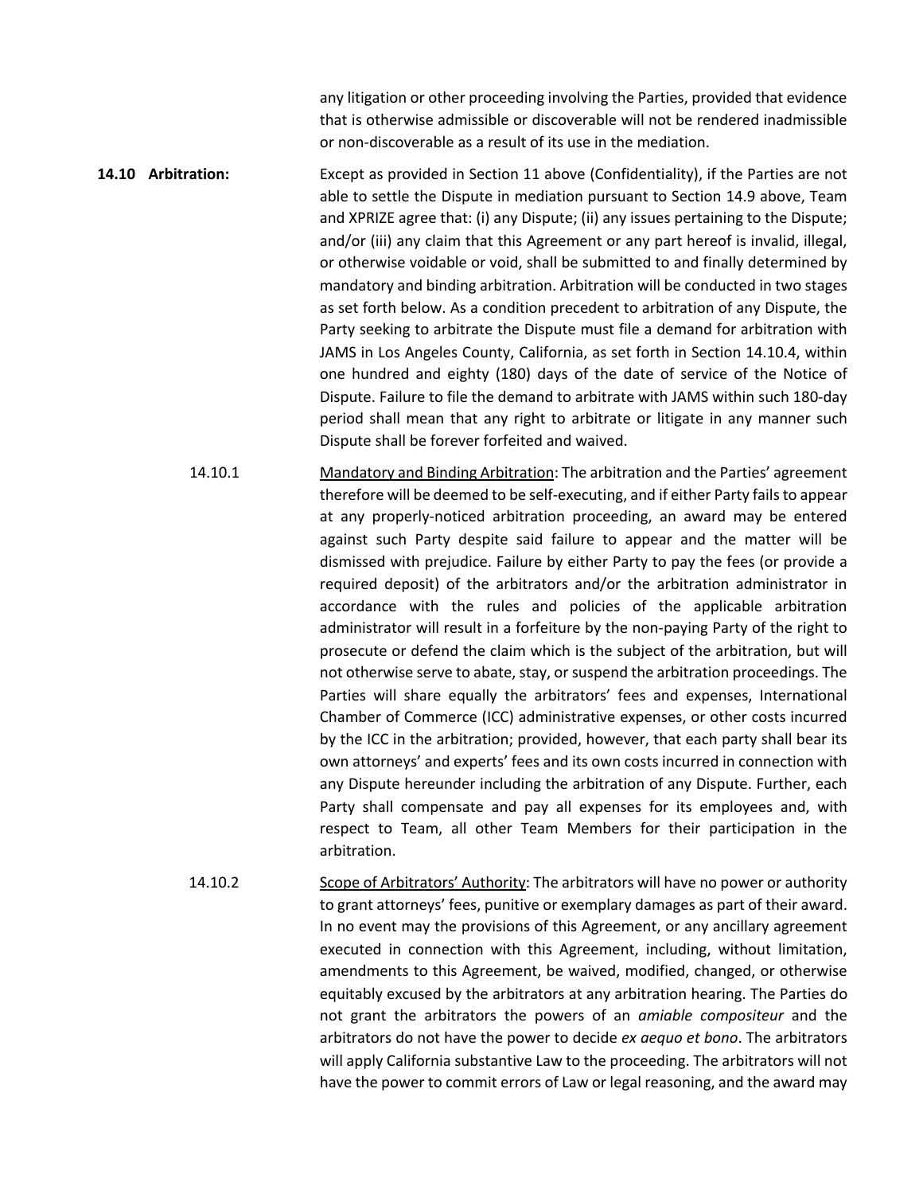any litigation or other proceeding involving the Parties, provided that evidence that is otherwise admissible or discoverable will not be rendered inadmissible or non-discoverable as a result of its use in the mediation.

**14.10 Arbitration:** Except as provided in Section 11 above (Confidentiality), if the Parties are not able to settle the Dispute in mediation pursuant to Section 14.9 above, Team and XPRIZE agree that: (i) any Dispute; (ii) any issues pertaining to the Dispute; and/or (iii) any claim that this Agreement or any part hereof is invalid, illegal, or otherwise voidable or void, shall be submitted to and finally determined by mandatory and binding arbitration. Arbitration will be conducted in two stages as set forth below. As a condition precedent to arbitration of any Dispute, the Party seeking to arbitrate the Dispute must file a demand for arbitration with JAMS in Los Angeles County, California, as set forth in Section 14.10.4, within one hundred and eighty (180) days of the date of service of the Notice of Dispute. Failure to file the demand to arbitrate with JAMS within such 180-day period shall mean that any right to arbitrate or litigate in any manner such Dispute shall be forever forfeited and waived.

14.10.1 Mandatory and Binding Arbitration: The arbitration and the Parties' agreement therefore will be deemed to be self-executing, and if either Party fails to appear at any properly-noticed arbitration proceeding, an award may be entered against such Party despite said failure to appear and the matter will be dismissed with prejudice. Failure by either Party to pay the fees (or provide a required deposit) of the arbitrators and/or the arbitration administrator in accordance with the rules and policies of the applicable arbitration administrator will result in a forfeiture by the non-paying Party of the right to prosecute or defend the claim which is the subject of the arbitration, but will not otherwise serve to abate, stay, or suspend the arbitration proceedings. The Parties will share equally the arbitrators' fees and expenses, International Chamber of Commerce (ICC) administrative expenses, or other costs incurred by the ICC in the arbitration; provided, however, that each party shall bear its own attorneys' and experts' fees and its own costs incurred in connection with any Dispute hereunder including the arbitration of any Dispute. Further, each Party shall compensate and pay all expenses for its employees and, with respect to Team, all other Team Members for their participation in the arbitration.

14.10.2 Scope of Arbitrators' Authority: The arbitrators will have no power or authority to grant attorneys' fees, punitive or exemplary damages as part of their award. In no event may the provisions of this Agreement, or any ancillary agreement executed in connection with this Agreement, including, without limitation, amendments to this Agreement, be waived, modified, changed, or otherwise equitably excused by the arbitrators at any arbitration hearing. The Parties do not grant the arbitrators the powers of an *amiable compositeur* and the arbitrators do not have the power to decide *ex aequo et bono*. The arbitrators will apply California substantive Law to the proceeding. The arbitrators will not have the power to commit errors of Law or legal reasoning, and the award may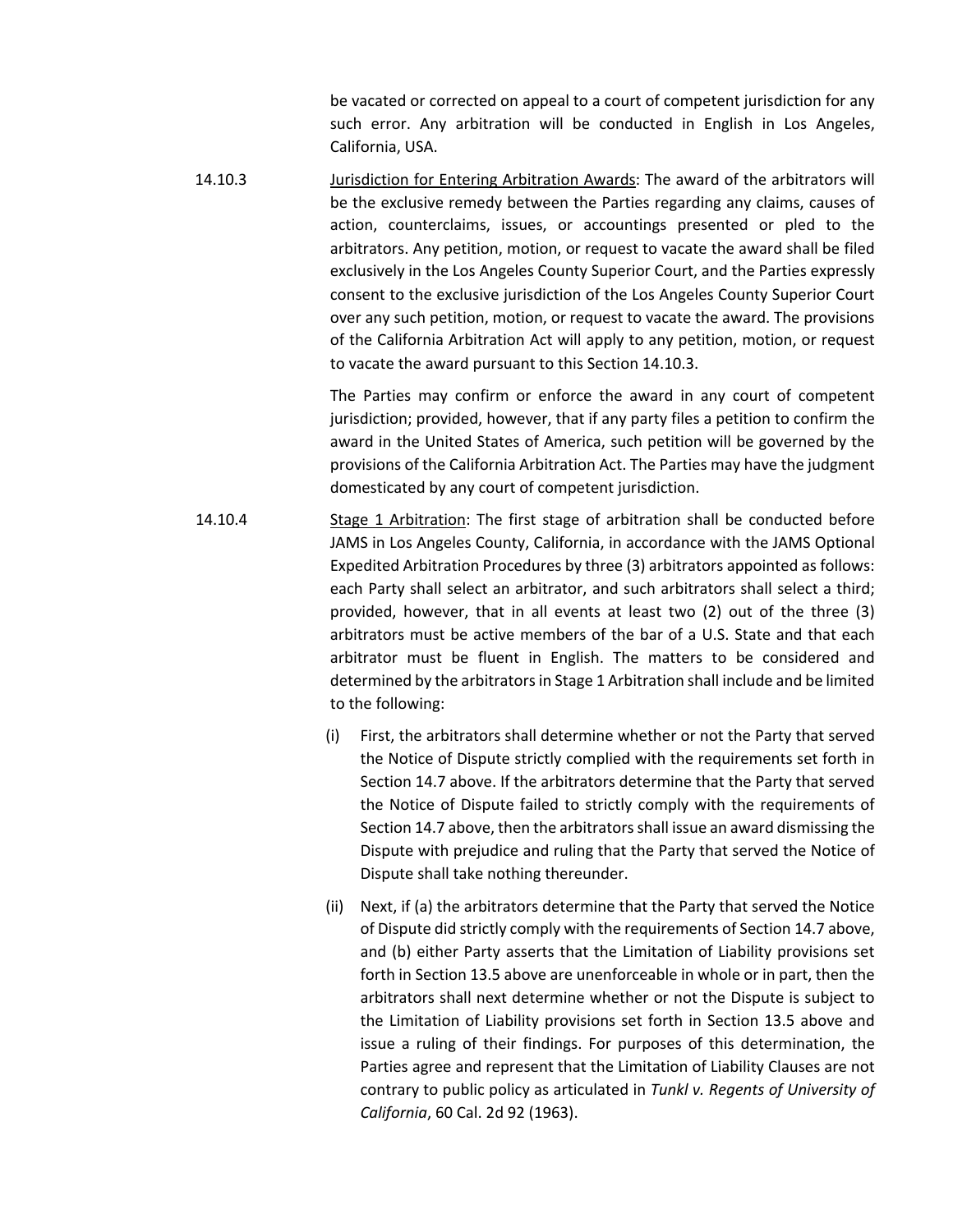be vacated or corrected on appeal to a court of competent jurisdiction for any such error. Any arbitration will be conducted in English in Los Angeles, California, USA.

14.10.3 Jurisdiction for Entering Arbitration Awards: The award of the arbitrators will be the exclusive remedy between the Parties regarding any claims, causes of action, counterclaims, issues, or accountings presented or pled to the arbitrators. Any petition, motion, or request to vacate the award shall be filed exclusively in the Los Angeles County Superior Court, and the Parties expressly consent to the exclusive jurisdiction of the Los Angeles County Superior Court over any such petition, motion, or request to vacate the award. The provisions of the California Arbitration Act will apply to any petition, motion, or request to vacate the award pursuant to this Section 14.10.3.

The Parties may confirm or enforce the award in any court of competent jurisdiction; provided, however, that if any party files a petition to confirm the award in the United States of America, such petition will be governed by the provisions of the California Arbitration Act. The Parties may have the judgment domesticated by any court of competent jurisdiction.

14.10.4 Stage 1 Arbitration: The first stage of arbitration shall be conducted before JAMS in Los Angeles County, California, in accordance with the JAMS Optional Expedited Arbitration Procedures by three (3) arbitrators appointed as follows: each Party shall select an arbitrator, and such arbitrators shall select a third; provided, however, that in all events at least two (2) out of the three (3) arbitrators must be active members of the bar of a U.S. State and that each arbitrator must be fluent in English. The matters to be considered and determined by the arbitrators in Stage 1 Arbitration shall include and be limited to the following:

(i) First, the arbitrators shall determine whether or not the Party that served the Notice of Dispute strictly complied with the requirements set forth in Section 14.7 above. If the arbitrators determine that the Party that served the Notice of Dispute failed to strictly comply with the requirements of Section 14.7 above, then the arbitrators shall issue an award dismissing the Dispute with prejudice and ruling that the Party that served the Notice of Dispute shall take nothing thereunder.

(ii) Next, if (a) the arbitrators determine that the Party that served the Notice of Dispute did strictly comply with the requirements of Section 14.7 above, and (b) either Party asserts that the Limitation of Liability provisions set forth in Section 13.5 above are unenforceable in whole or in part, then the arbitrators shall next determine whether or not the Dispute is subject to the Limitation of Liability provisions set forth in Section 13.5 above and issue a ruling of their findings. For purposes of this determination, the Parties agree and represent that the Limitation of Liability Clauses are not contrary to public policy as articulated in *Tunkl v. Regents of University of California*, 60 Cal. 2d 92 (1963).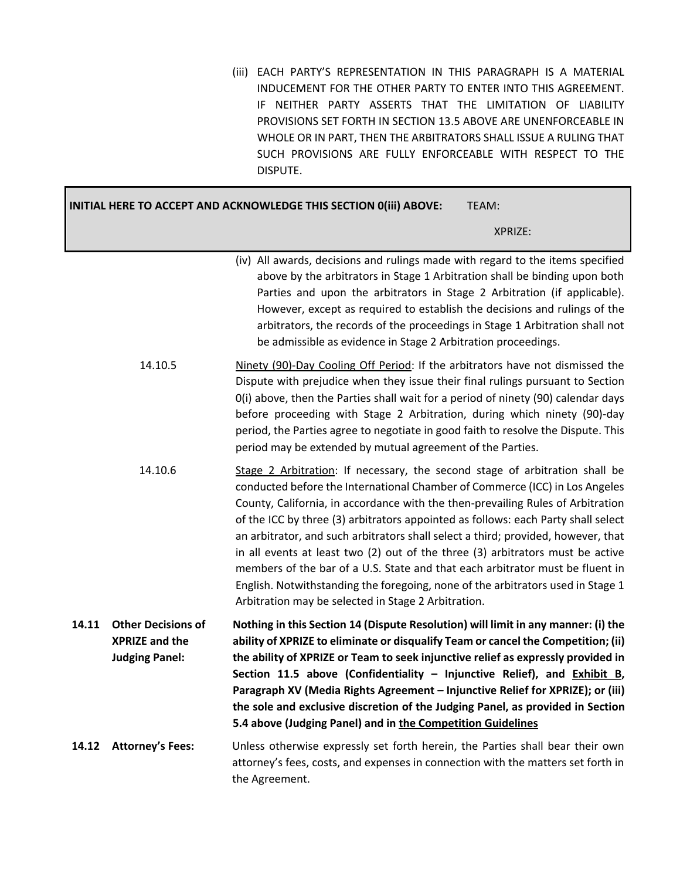(iii) EACH PARTY'S REPRESENTATION IN THIS PARAGRAPH IS A MATERIAL INDUCEMENT FOR THE OTHER PARTY TO ENTER INTO THIS AGREEMENT. IF NEITHER PARTY ASSERTS THAT THE LIMITATION OF LIABILITY PROVISIONS SET FORTH IN SECTION 13.5 ABOVE ARE UNENFORCEABLE IN WHOLE OR IN PART, THEN THE ARBITRATORS SHALL ISSUE A RULING THAT SUCH PROVISIONS ARE FULLY ENFORCEABLE WITH RESPECT TO THE DISPUTE.

| **INITIAL HERE TO ACCEPT AND ACKNOWLEDGE THIS SECTION 0(iii) ABOVE:** | TEAM: |
| --- | --- |
| | XPRIZE: |

(iv) All awards, decisions and rulings made with regard to the items specified above by the arbitrators in Stage 1 Arbitration shall be binding upon both Parties and upon the arbitrators in Stage 2 Arbitration (if applicable). However, except as required to establish the decisions and rulings of the arbitrators, the records of the proceedings in Stage 1 Arbitration shall not be admissible as evidence in Stage 2 Arbitration proceedings.

14.10.5 Ninety (90)-Day Cooling Off Period: If the arbitrators have not dismissed the Dispute with prejudice when they issue their final rulings pursuant to Section 0(i) above, then the Parties shall wait for a period of ninety (90) calendar days before proceeding with Stage 2 Arbitration, during which ninety (90)-day period, the Parties agree to negotiate in good faith to resolve the Dispute. This period may be extended by mutual agreement of the Parties.

14.10.6 Stage 2 Arbitration: If necessary, the second stage of arbitration shall be conducted before the International Chamber of Commerce (ICC) in Los Angeles County, California, in accordance with the then-prevailing Rules of Arbitration of the ICC by three (3) arbitrators appointed as follows: each Party shall select an arbitrator, and such arbitrators shall select a third; provided, however, that in all events at least two (2) out of the three (3) arbitrators must be active members of the bar of a U.S. State and that each arbitrator must be fluent in English. Notwithstanding the foregoing, none of the arbitrators used in Stage 1 Arbitration may be selected in Stage 2 Arbitration.

**14.11 Other Decisions of XPRIZE and the Judging Panel:** **Nothing in this Section 14 (Dispute Resolution) will limit in any manner: (i) the ability of XPRIZE to eliminate or disqualify Team or cancel the Competition; (ii) the ability of XPRIZE or Team to seek injunctive relief as expressly provided in Section 11.5 above (Confidentiality – Injunctive Relief), and Exhibit B, Paragraph XV (Media Rights Agreement – Injunctive Relief for XPRIZE); or (iii) the sole and exclusive discretion of the Judging Panel, as provided in Section 5.4 above (Judging Panel) and in the Competition Guidelines**

**14.12 Attorney's Fees:** Unless otherwise expressly set forth herein, the Parties shall bear their own attorney's fees, costs, and expenses in connection with the matters set forth in the Agreement.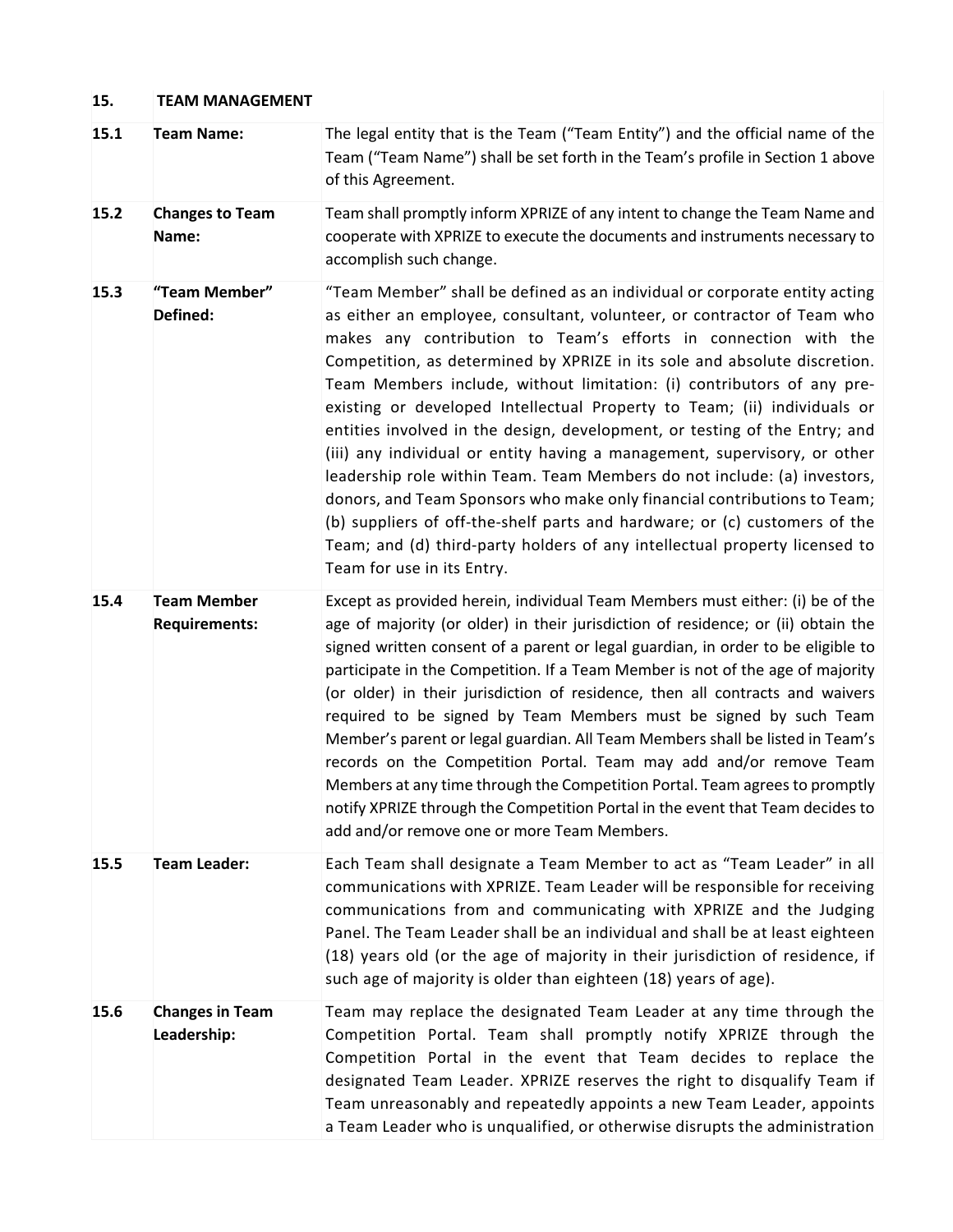| **15.** | **TEAM MANAGEMENT** | |
|---|---|---|
| **15.1** | **Team Name:** | The legal entity that is the Team ("Team Entity") and the official name of the Team ("Team Name") shall be set forth in the Team's profile in Section 1 above of this Agreement. |
| **15.2** | **Changes to Team Name:** | Team shall promptly inform XPRIZE of any intent to change the Team Name and cooperate with XPRIZE to execute the documents and instruments necessary to accomplish such change. |
| **15.3** | **"Team Member" Defined:** | "Team Member" shall be defined as an individual or corporate entity acting as either an employee, consultant, volunteer, or contractor of Team who makes any contribution to Team's efforts in connection with the Competition, as determined by XPRIZE in its sole and absolute discretion. Team Members include, without limitation: (i) contributors of any pre-existing or developed Intellectual Property to Team; (ii) individuals or entities involved in the design, development, or testing of the Entry; and (iii) any individual or entity having a management, supervisory, or other leadership role within Team. Team Members do not include: (a) investors, donors, and Team Sponsors who make only financial contributions to Team; (b) suppliers of off-the-shelf parts and hardware; or (c) customers of the Team; and (d) third-party holders of any intellectual property licensed to Team for use in its Entry. |
| **15.4** | **Team Member Requirements:** | Except as provided herein, individual Team Members must either: (i) be of the age of majority (or older) in their jurisdiction of residence; or (ii) obtain the signed written consent of a parent or legal guardian, in order to be eligible to participate in the Competition. If a Team Member is not of the age of majority (or older) in their jurisdiction of residence, then all contracts and waivers required to be signed by Team Members must be signed by such Team Member's parent or legal guardian. All Team Members shall be listed in Team's records on the Competition Portal. Team may add and/or remove Team Members at any time through the Competition Portal. Team agrees to promptly notify XPRIZE through the Competition Portal in the event that Team decides to add and/or remove one or more Team Members. |
| **15.5** | **Team Leader:** | Each Team shall designate a Team Member to act as "Team Leader" in all communications with XPRIZE. Team Leader will be responsible for receiving communications from and communicating with XPRIZE and the Judging Panel. The Team Leader shall be an individual and shall be at least eighteen (18) years old (or the age of majority in their jurisdiction of residence, if such age of majority is older than eighteen (18) years of age). |
| **15.6** | **Changes in Team Leadership:** | Team may replace the designated Team Leader at any time through the Competition Portal. Team shall promptly notify XPRIZE through the Competition Portal in the event that Team decides to replace the designated Team Leader. XPRIZE reserves the right to disqualify Team if Team unreasonably and repeatedly appoints a new Team Leader, appoints a Team Leader who is unqualified, or otherwise disrupts the administration |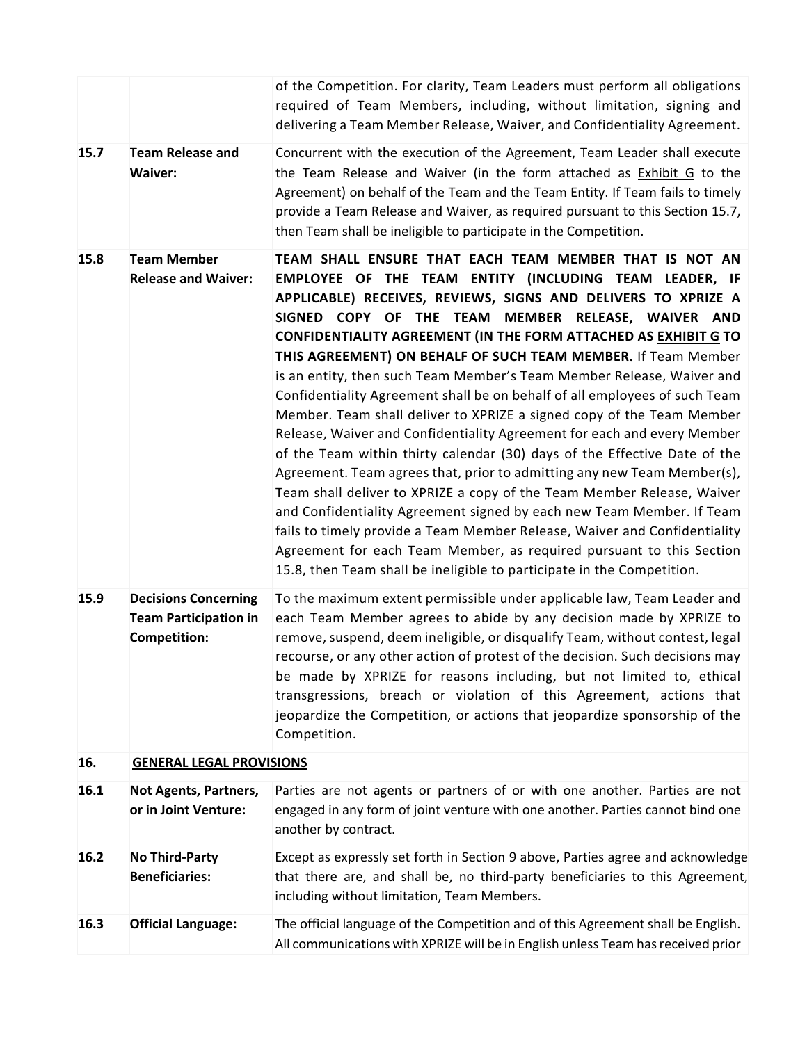| | | |
|---|---|---|
| | | of the Competition. For clarity, Team Leaders must perform all obligations required of Team Members, including, without limitation, signing and delivering a Team Member Release, Waiver, and Confidentiality Agreement. |
| **15.7** | **Team Release and Waiver:** | Concurrent with the execution of the Agreement, Team Leader shall execute the Team Release and Waiver (in the form attached as Exhibit G to the Agreement) on behalf of the Team and the Team Entity. If Team fails to timely provide a Team Release and Waiver, as required pursuant to this Section 15.7, then Team shall be ineligible to participate in the Competition. |
| **15.8** | **Team Member Release and Waiver:** | **TEAM SHALL ENSURE THAT EACH TEAM MEMBER THAT IS NOT AN EMPLOYEE OF THE TEAM ENTITY (INCLUDING TEAM LEADER, IF APPLICABLE) RECEIVES, REVIEWS, SIGNS AND DELIVERS TO XPRIZE A SIGNED COPY OF THE TEAM MEMBER RELEASE, WAIVER AND CONFIDENTIALITY AGREEMENT (IN THE FORM ATTACHED AS EXHIBIT G TO THIS AGREEMENT) ON BEHALF OF SUCH TEAM MEMBER.** If Team Member is an entity, then such Team Member's Team Member Release, Waiver and Confidentiality Agreement shall be on behalf of all employees of such Team Member. Team shall deliver to XPRIZE a signed copy of the Team Member Release, Waiver and Confidentiality Agreement for each and every Member of the Team within thirty calendar (30) days of the Effective Date of the Agreement. Team agrees that, prior to admitting any new Team Member(s), Team shall deliver to XPRIZE a copy of the Team Member Release, Waiver and Confidentiality Agreement signed by each new Team Member. If Team fails to timely provide a Team Member Release, Waiver and Confidentiality Agreement for each Team Member, as required pursuant to this Section 15.8, then Team shall be ineligible to participate in the Competition. |
| **15.9** | **Decisions Concerning Team Participation in Competition:** | To the maximum extent permissible under applicable law, Team Leader and each Team Member agrees to abide by any decision made by XPRIZE to remove, suspend, deem ineligible, or disqualify Team, without contest, legal recourse, or any other action of protest of the decision. Such decisions may be made by XPRIZE for reasons including, but not limited to, ethical transgressions, breach or violation of this Agreement, actions that jeopardize the Competition, or actions that jeopardize sponsorship of the Competition. |
| **16.** | **GENERAL LEGAL PROVISIONS** | |
| **16.1** | **Not Agents, Partners, or in Joint Venture:** | Parties are not agents or partners of or with one another. Parties are not engaged in any form of joint venture with one another. Parties cannot bind one another by contract. |
| **16.2** | **No Third-Party Beneficiaries:** | Except as expressly set forth in Section 9 above, Parties agree and acknowledge that there are, and shall be, no third-party beneficiaries to this Agreement, including without limitation, Team Members. |
| **16.3** | **Official Language:** | The official language of the Competition and of this Agreement shall be English. All communications with XPRIZE will be in English unless Team has received prior |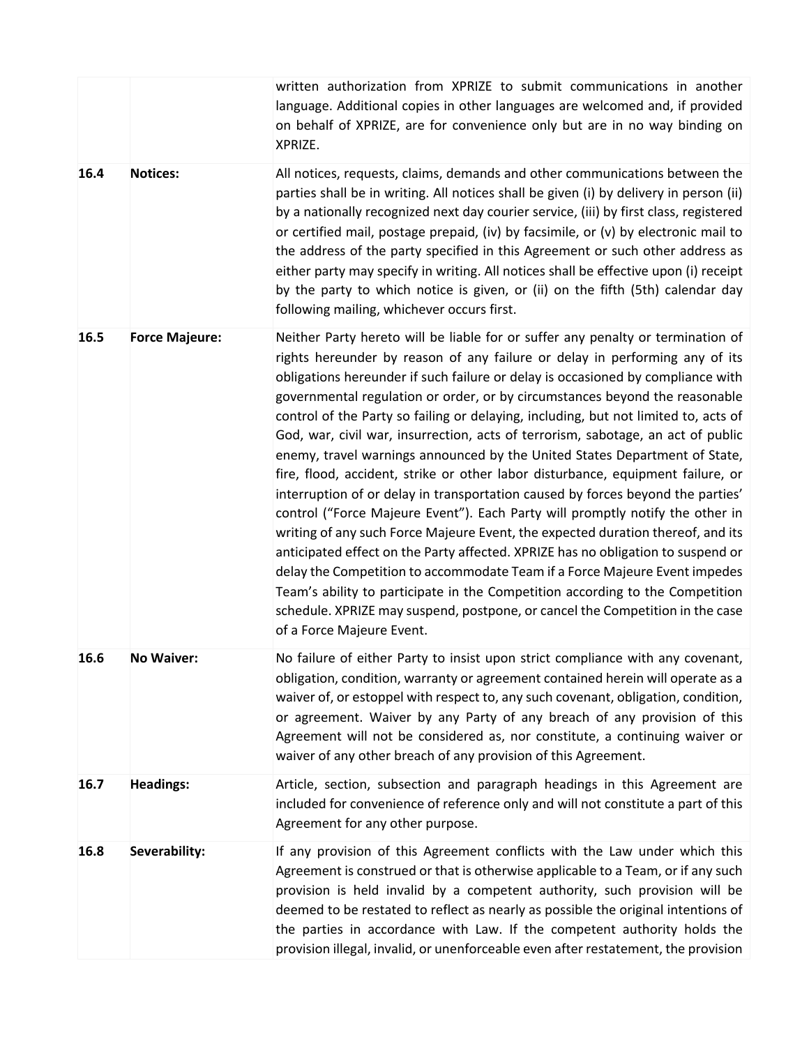| | | |
|---|---|---|
| | | written authorization from XPRIZE to submit communications in another language. Additional copies in other languages are welcomed and, if provided on behalf of XPRIZE, are for convenience only but are in no way binding on XPRIZE. |
| **16.4** | **Notices:** | All notices, requests, claims, demands and other communications between the parties shall be in writing. All notices shall be given (i) by delivery in person (ii) by a nationally recognized next day courier service, (iii) by first class, registered or certified mail, postage prepaid, (iv) by facsimile, or (v) by electronic mail to the address of the party specified in this Agreement or such other address as either party may specify in writing. All notices shall be effective upon (i) receipt by the party to which notice is given, or (ii) on the fifth (5th) calendar day following mailing, whichever occurs first. |
| **16.5** | **Force Majeure:** | Neither Party hereto will be liable for or suffer any penalty or termination of rights hereunder by reason of any failure or delay in performing any of its obligations hereunder if such failure or delay is occasioned by compliance with governmental regulation or order, or by circumstances beyond the reasonable control of the Party so failing or delaying, including, but not limited to, acts of God, war, civil war, insurrection, acts of terrorism, sabotage, an act of public enemy, travel warnings announced by the United States Department of State, fire, flood, accident, strike or other labor disturbance, equipment failure, or interruption of or delay in transportation caused by forces beyond the parties' control ("Force Majeure Event"). Each Party will promptly notify the other in writing of any such Force Majeure Event, the expected duration thereof, and its anticipated effect on the Party affected. XPRIZE has no obligation to suspend or delay the Competition to accommodate Team if a Force Majeure Event impedes Team's ability to participate in the Competition according to the Competition schedule. XPRIZE may suspend, postpone, or cancel the Competition in the case of a Force Majeure Event. |
| **16.6** | **No Waiver:** | No failure of either Party to insist upon strict compliance with any covenant, obligation, condition, warranty or agreement contained herein will operate as a waiver of, or estoppel with respect to, any such covenant, obligation, condition, or agreement. Waiver by any Party of any breach of any provision of this Agreement will not be considered as, nor constitute, a continuing waiver or waiver of any other breach of any provision of this Agreement. |
| **16.7** | **Headings:** | Article, section, subsection and paragraph headings in this Agreement are included for convenience of reference only and will not constitute a part of this Agreement for any other purpose. |
| **16.8** | **Severability:** | If any provision of this Agreement conflicts with the Law under which this Agreement is construed or that is otherwise applicable to a Team, or if any such provision is held invalid by a competent authority, such provision will be deemed to be restated to reflect as nearly as possible the original intentions of the parties in accordance with Law. If the competent authority holds the provision illegal, invalid, or unenforceable even after restatement, the provision |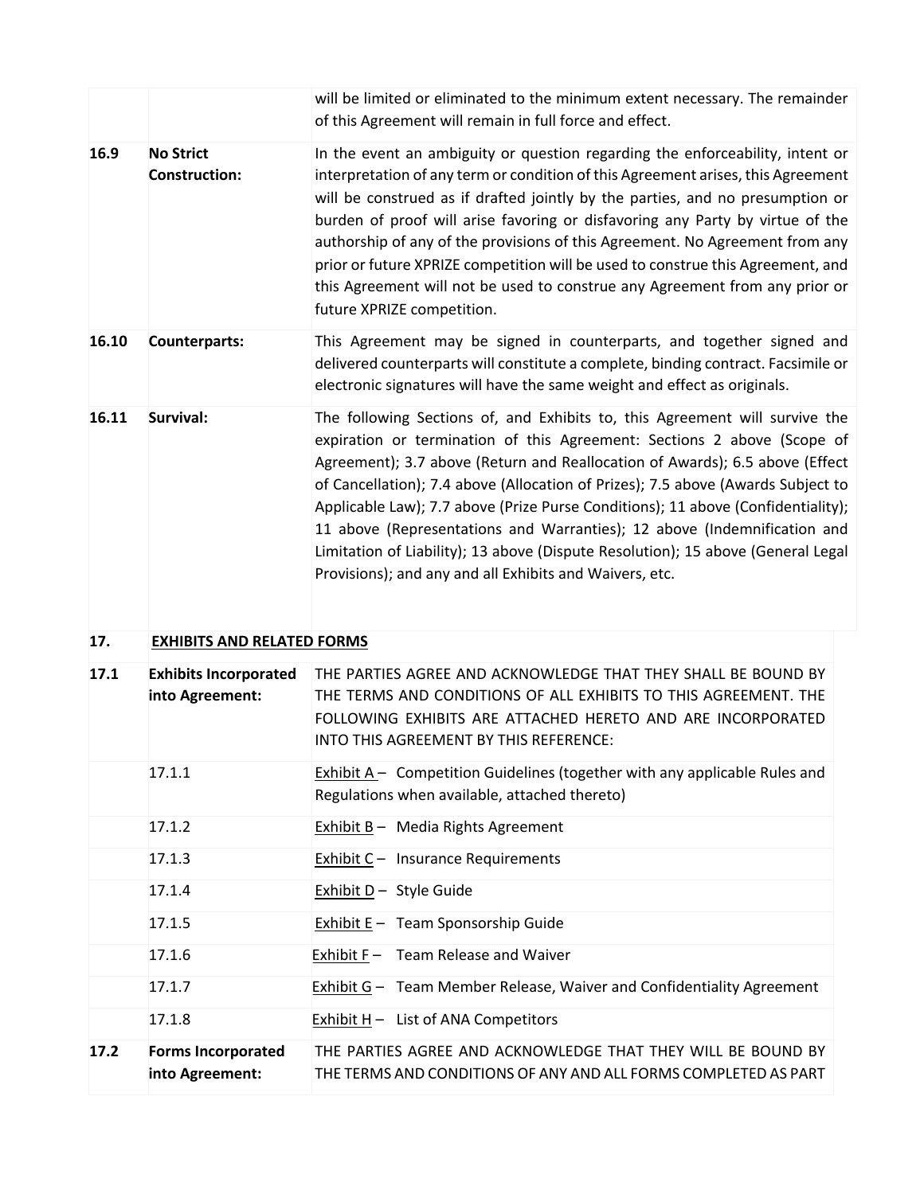| | | |
|---|---|---|
| | | will be limited or eliminated to the minimum extent necessary. The remainder of this Agreement will remain in full force and effect. |
| **16.9** | **No Strict Construction:** | In the event an ambiguity or question regarding the enforceability, intent or interpretation of any term or condition of this Agreement arises, this Agreement will be construed as if drafted jointly by the parties, and no presumption or burden of proof will arise favoring or disfavoring any Party by virtue of the authorship of any of the provisions of this Agreement. No Agreement from any prior or future XPRIZE competition will be used to construe this Agreement, and this Agreement will not be used to construe any Agreement from any prior or future XPRIZE competition. |
| **16.10** | **Counterparts:** | This Agreement may be signed in counterparts, and together signed and delivered counterparts will constitute a complete, binding contract. Facsimile or electronic signatures will have the same weight and effect as originals. |
| **16.11** | **Survival:** | The following Sections of, and Exhibits to, this Agreement will survive the expiration or termination of this Agreement: Sections 2 above (Scope of Agreement); 3.7 above (Return and Reallocation of Awards); 6.5 above (Effect of Cancellation); 7.4 above (Allocation of Prizes); 7.5 above (Awards Subject to Applicable Law); 7.7 above (Prize Purse Conditions); 11 above (Confidentiality); 11 above (Representations and Warranties); 12 above (Indemnification and Limitation of Liability); 13 above (Dispute Resolution); 15 above (General Legal Provisions); and any and all Exhibits and Waivers, etc. |

**17. <u>EXHIBITS AND RELATED FORMS</u>**

| | | |
|---|---|---|
| **17.1** | **Exhibits Incorporated into Agreement:** | THE PARTIES AGREE AND ACKNOWLEDGE THAT THEY SHALL BE BOUND BY THE TERMS AND CONDITIONS OF ALL EXHIBITS TO THIS AGREEMENT. THE FOLLOWING EXHIBITS ARE ATTACHED HERETO AND ARE INCORPORATED INTO THIS AGREEMENT BY THIS REFERENCE: |
| | 17.1.1 | <u>Exhibit A</u> – Competition Guidelines (together with any applicable Rules and Regulations when available, attached thereto) |
| | 17.1.2 | <u>Exhibit B</u> – Media Rights Agreement |
| | 17.1.3 | <u>Exhibit C</u> – Insurance Requirements |
| | 17.1.4 | <u>Exhibit D</u> – Style Guide |
| | 17.1.5 | <u>Exhibit E</u> – Team Sponsorship Guide |
| | 17.1.6 | <u>Exhibit F</u> – Team Release and Waiver |
| | 17.1.7 | <u>Exhibit G</u> – Team Member Release, Waiver and Confidentiality Agreement |
| | 17.1.8 | <u>Exhibit H</u> – List of ANA Competitors |
| **17.2** | **Forms Incorporated into Agreement:** | THE PARTIES AGREE AND ACKNOWLEDGE THAT THEY WILL BE BOUND BY THE TERMS AND CONDITIONS OF ANY AND ALL FORMS COMPLETED AS PART |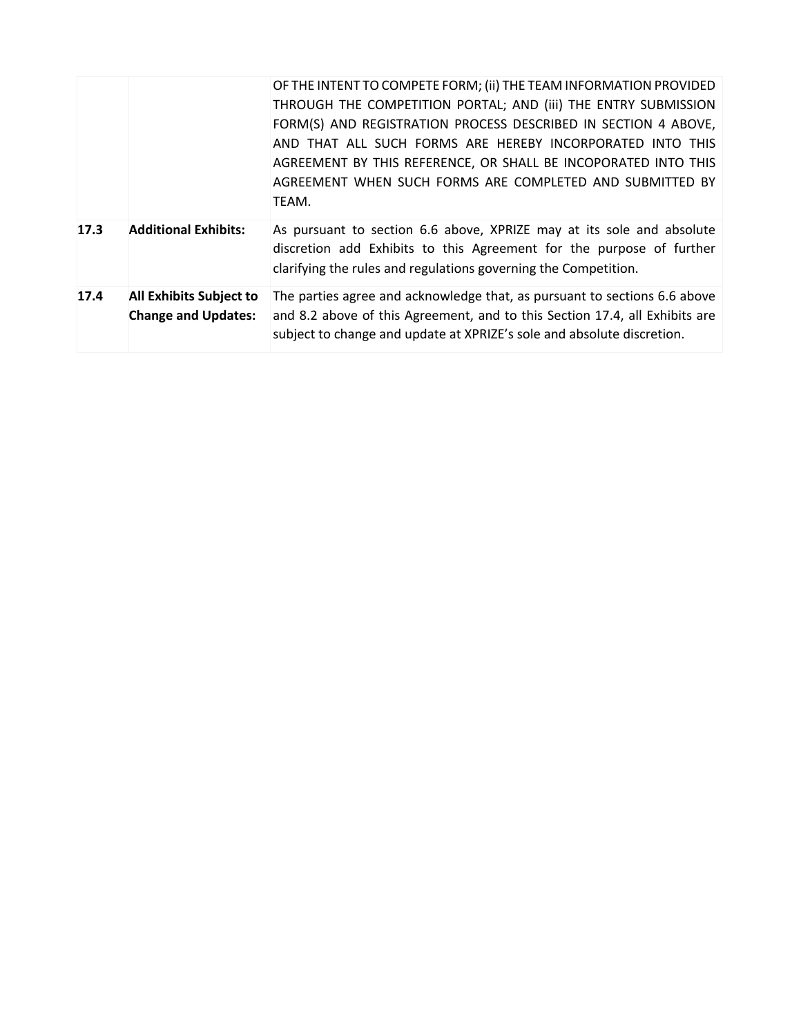| | | |
|---|---|---|
| | | OF THE INTENT TO COMPETE FORM; (ii) THE TEAM INFORMATION PROVIDED THROUGH THE COMPETITION PORTAL; AND (iii) THE ENTRY SUBMISSION FORM(S) AND REGISTRATION PROCESS DESCRIBED IN SECTION 4 ABOVE, AND THAT ALL SUCH FORMS ARE HEREBY INCORPORATED INTO THIS AGREEMENT BY THIS REFERENCE, OR SHALL BE INCOPORATED INTO THIS AGREEMENT WHEN SUCH FORMS ARE COMPLETED AND SUBMITTED BY TEAM. |
| **17.3** | **Additional Exhibits:** | As pursuant to section 6.6 above, XPRIZE may at its sole and absolute discretion add Exhibits to this Agreement for the purpose of further clarifying the rules and regulations governing the Competition. |
| **17.4** | **All Exhibits Subject to Change and Updates:** | The parties agree and acknowledge that, as pursuant to sections 6.6 above and 8.2 above of this Agreement, and to this Section 17.4, all Exhibits are subject to change and update at XPRIZE's sole and absolute discretion. |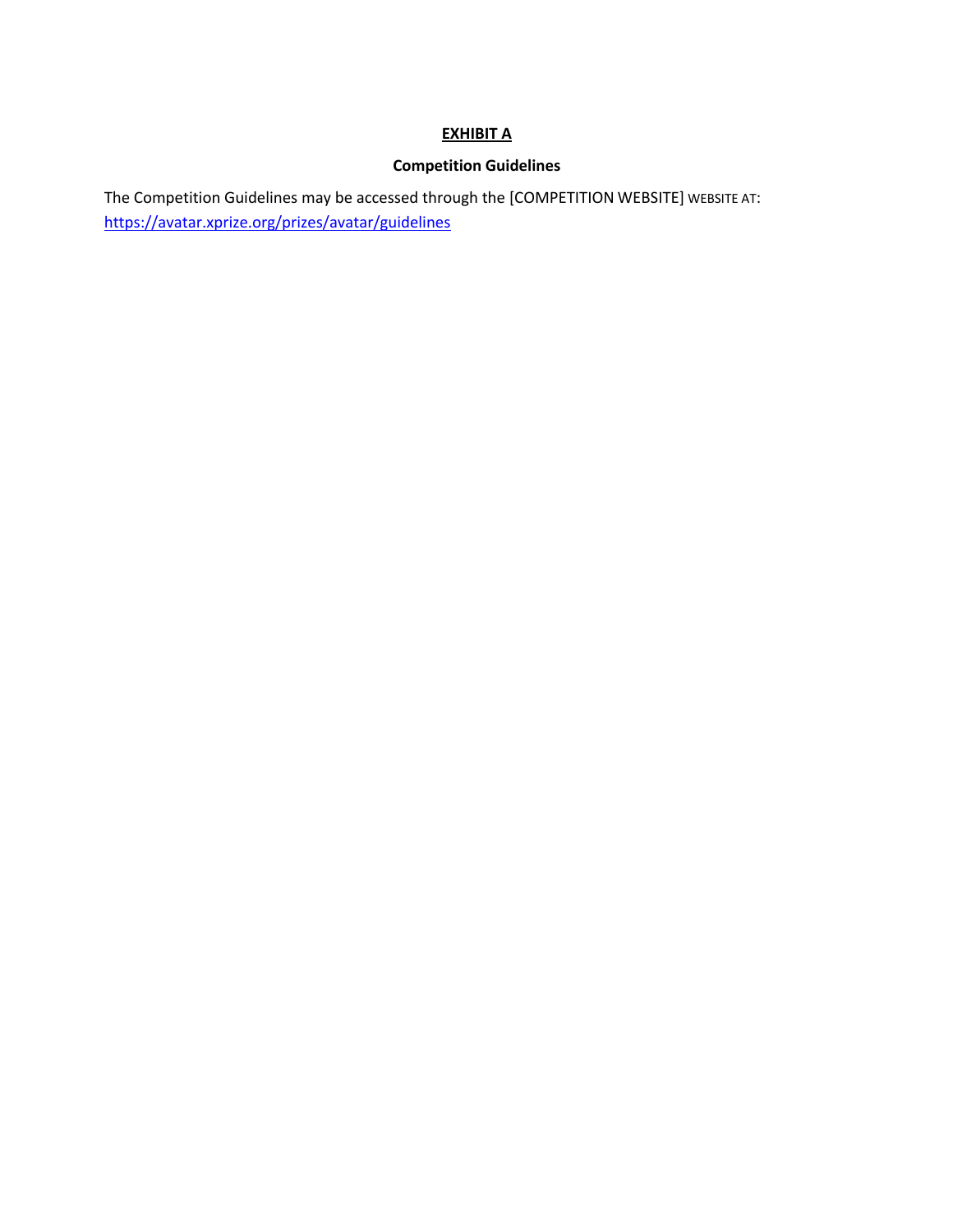**EXHIBIT A**

**Competition Guidelines**

The Competition Guidelines may be accessed through the [COMPETITION WEBSITE] WEBSITE AT: https://avatar.xprize.org/prizes/avatar/guidelines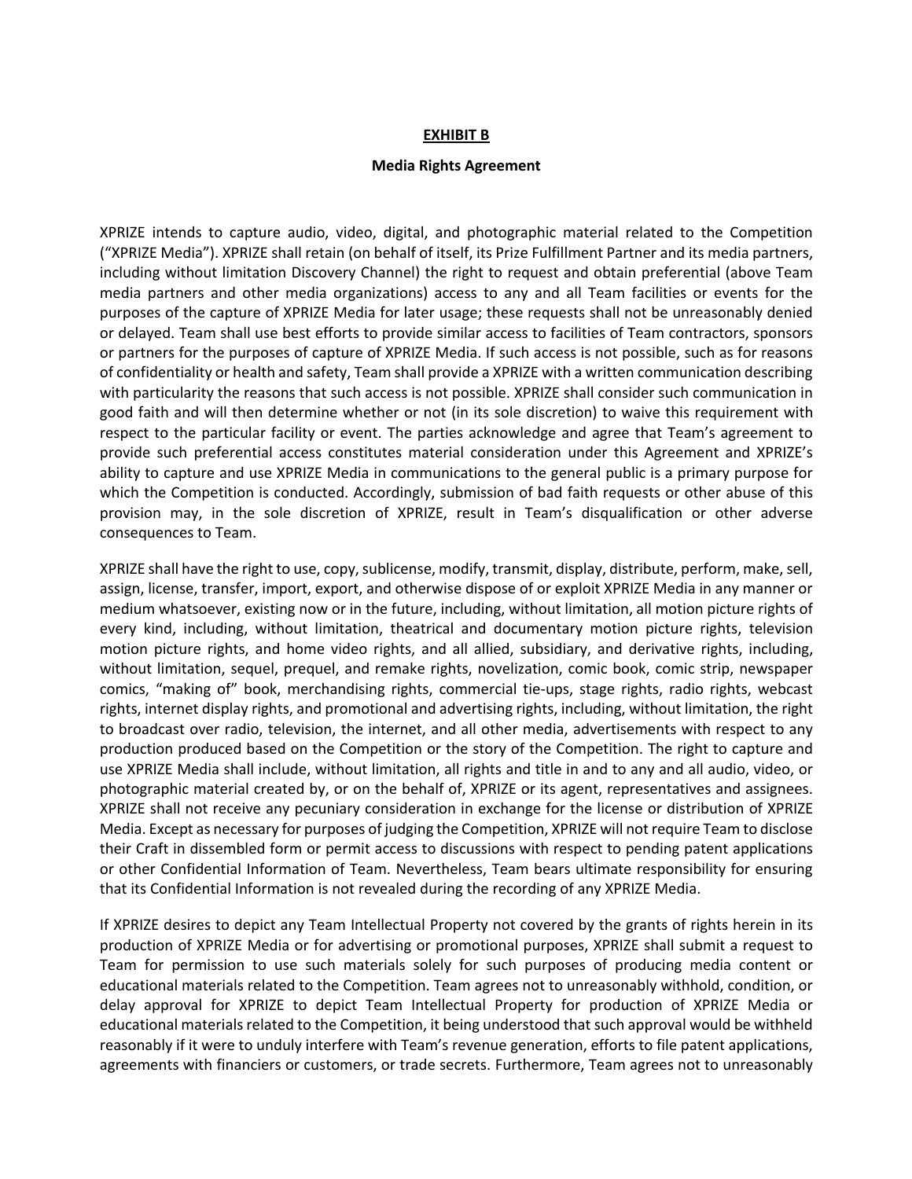**EXHIBIT B**

**Media Rights Agreement**

XPRIZE intends to capture audio, video, digital, and photographic material related to the Competition ("XPRIZE Media"). XPRIZE shall retain (on behalf of itself, its Prize Fulfillment Partner and its media partners, including without limitation Discovery Channel) the right to request and obtain preferential (above Team media partners and other media organizations) access to any and all Team facilities or events for the purposes of the capture of XPRIZE Media for later usage; these requests shall not be unreasonably denied or delayed. Team shall use best efforts to provide similar access to facilities of Team contractors, sponsors or partners for the purposes of capture of XPRIZE Media. If such access is not possible, such as for reasons of confidentiality or health and safety, Team shall provide a XPRIZE with a written communication describing with particularity the reasons that such access is not possible. XPRIZE shall consider such communication in good faith and will then determine whether or not (in its sole discretion) to waive this requirement with respect to the particular facility or event. The parties acknowledge and agree that Team's agreement to provide such preferential access constitutes material consideration under this Agreement and XPRIZE's ability to capture and use XPRIZE Media in communications to the general public is a primary purpose for which the Competition is conducted. Accordingly, submission of bad faith requests or other abuse of this provision may, in the sole discretion of XPRIZE, result in Team's disqualification or other adverse consequences to Team.

XPRIZE shall have the right to use, copy, sublicense, modify, transmit, display, distribute, perform, make, sell, assign, license, transfer, import, export, and otherwise dispose of or exploit XPRIZE Media in any manner or medium whatsoever, existing now or in the future, including, without limitation, all motion picture rights of every kind, including, without limitation, theatrical and documentary motion picture rights, television motion picture rights, and home video rights, and all allied, subsidiary, and derivative rights, including, without limitation, sequel, prequel, and remake rights, novelization, comic book, comic strip, newspaper comics, "making of" book, merchandising rights, commercial tie-ups, stage rights, radio rights, webcast rights, internet display rights, and promotional and advertising rights, including, without limitation, the right to broadcast over radio, television, the internet, and all other media, advertisements with respect to any production produced based on the Competition or the story of the Competition. The right to capture and use XPRIZE Media shall include, without limitation, all rights and title in and to any and all audio, video, or photographic material created by, or on the behalf of, XPRIZE or its agent, representatives and assignees. XPRIZE shall not receive any pecuniary consideration in exchange for the license or distribution of XPRIZE Media. Except as necessary for purposes of judging the Competition, XPRIZE will not require Team to disclose their Craft in dissembled form or permit access to discussions with respect to pending patent applications or other Confidential Information of Team. Nevertheless, Team bears ultimate responsibility for ensuring that its Confidential Information is not revealed during the recording of any XPRIZE Media.

If XPRIZE desires to depict any Team Intellectual Property not covered by the grants of rights herein in its production of XPRIZE Media or for advertising or promotional purposes, XPRIZE shall submit a request to Team for permission to use such materials solely for such purposes of producing media content or educational materials related to the Competition. Team agrees not to unreasonably withhold, condition, or delay approval for XPRIZE to depict Team Intellectual Property for production of XPRIZE Media or educational materials related to the Competition, it being understood that such approval would be withheld reasonably if it were to unduly interfere with Team's revenue generation, efforts to file patent applications, agreements with financiers or customers, or trade secrets. Furthermore, Team agrees not to unreasonably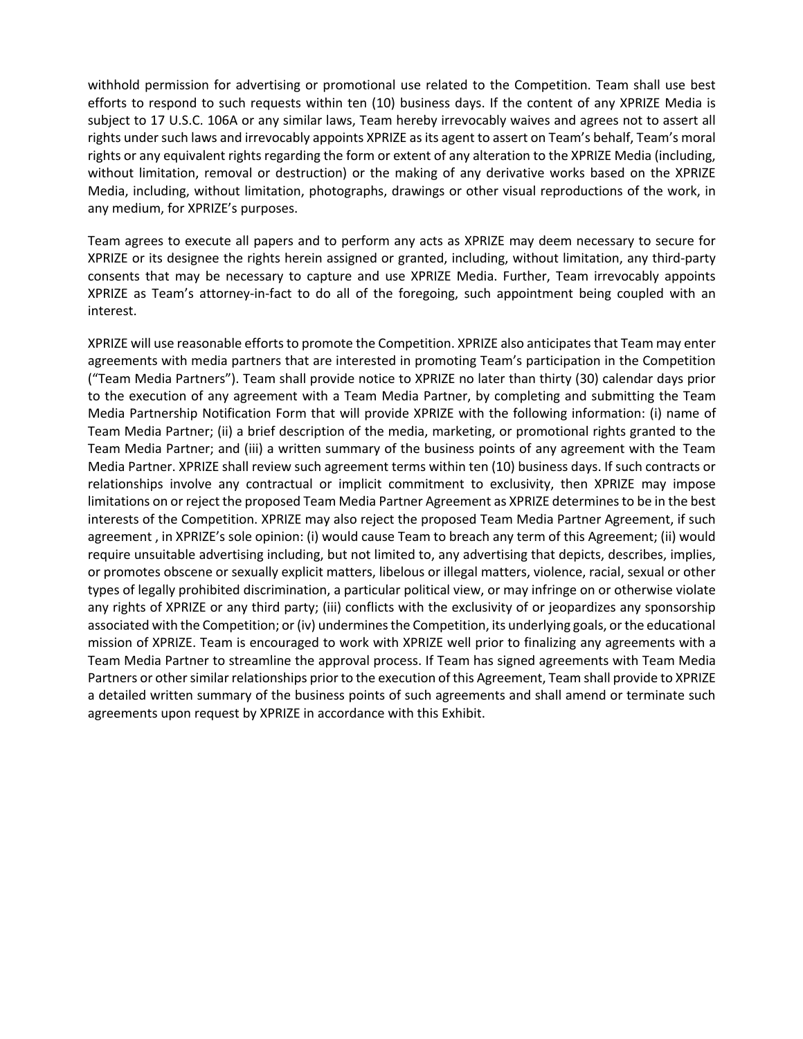withhold permission for advertising or promotional use related to the Competition. Team shall use best efforts to respond to such requests within ten (10) business days. If the content of any XPRIZE Media is subject to 17 U.S.C. 106A or any similar laws, Team hereby irrevocably waives and agrees not to assert all rights under such laws and irrevocably appoints XPRIZE as its agent to assert on Team's behalf, Team's moral rights or any equivalent rights regarding the form or extent of any alteration to the XPRIZE Media (including, without limitation, removal or destruction) or the making of any derivative works based on the XPRIZE Media, including, without limitation, photographs, drawings or other visual reproductions of the work, in any medium, for XPRIZE's purposes.

Team agrees to execute all papers and to perform any acts as XPRIZE may deem necessary to secure for XPRIZE or its designee the rights herein assigned or granted, including, without limitation, any third-party consents that may be necessary to capture and use XPRIZE Media. Further, Team irrevocably appoints XPRIZE as Team's attorney-in-fact to do all of the foregoing, such appointment being coupled with an interest.

XPRIZE will use reasonable efforts to promote the Competition. XPRIZE also anticipates that Team may enter agreements with media partners that are interested in promoting Team's participation in the Competition ("Team Media Partners"). Team shall provide notice to XPRIZE no later than thirty (30) calendar days prior to the execution of any agreement with a Team Media Partner, by completing and submitting the Team Media Partnership Notification Form that will provide XPRIZE with the following information: (i) name of Team Media Partner; (ii) a brief description of the media, marketing, or promotional rights granted to the Team Media Partner; and (iii) a written summary of the business points of any agreement with the Team Media Partner. XPRIZE shall review such agreement terms within ten (10) business days. If such contracts or relationships involve any contractual or implicit commitment to exclusivity, then XPRIZE may impose limitations on or reject the proposed Team Media Partner Agreement as XPRIZE determines to be in the best interests of the Competition. XPRIZE may also reject the proposed Team Media Partner Agreement, if such agreement , in XPRIZE's sole opinion: (i) would cause Team to breach any term of this Agreement; (ii) would require unsuitable advertising including, but not limited to, any advertising that depicts, describes, implies, or promotes obscene or sexually explicit matters, libelous or illegal matters, violence, racial, sexual or other types of legally prohibited discrimination, a particular political view, or may infringe on or otherwise violate any rights of XPRIZE or any third party; (iii) conflicts with the exclusivity of or jeopardizes any sponsorship associated with the Competition; or (iv) undermines the Competition, its underlying goals, or the educational mission of XPRIZE. Team is encouraged to work with XPRIZE well prior to finalizing any agreements with a Team Media Partner to streamline the approval process. If Team has signed agreements with Team Media Partners or other similar relationships prior to the execution of this Agreement, Team shall provide to XPRIZE a detailed written summary of the business points of such agreements and shall amend or terminate such agreements upon request by XPRIZE in accordance with this Exhibit.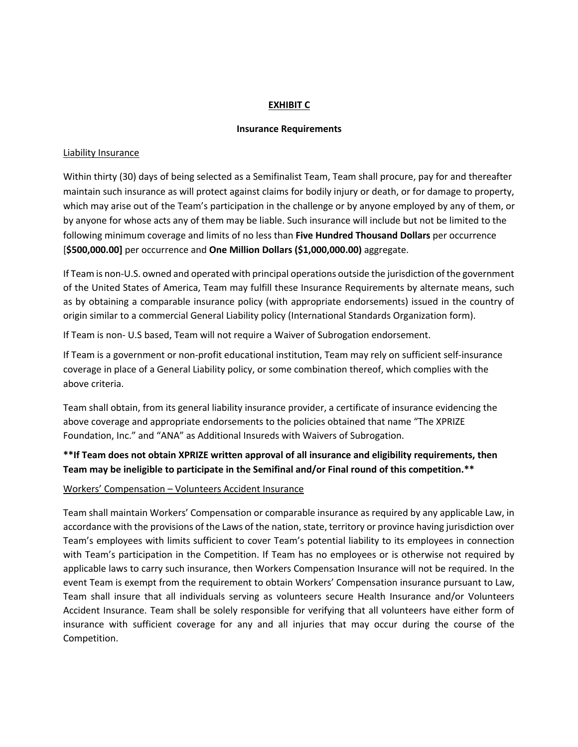**EXHIBIT C**

**Insurance Requirements**

Liability Insurance

Within thirty (30) days of being selected as a Semifinalist Team, Team shall procure, pay for and thereafter maintain such insurance as will protect against claims for bodily injury or death, or for damage to property, which may arise out of the Team's participation in the challenge or by anyone employed by any of them, or by anyone for whose acts any of them may be liable. Such insurance will include but not be limited to the following minimum coverage and limits of no less than **Five Hundred Thousand Dollars** per occurrence [**$500,000.00]** per occurrence and **One Million Dollars ($1,000,000.00)** aggregate.

If Team is non-U.S. owned and operated with principal operations outside the jurisdiction of the government of the United States of America, Team may fulfill these Insurance Requirements by alternate means, such as by obtaining a comparable insurance policy (with appropriate endorsements) issued in the country of origin similar to a commercial General Liability policy (International Standards Organization form).

If Team is non- U.S based, Team will not require a Waiver of Subrogation endorsement.

If Team is a government or non-profit educational institution, Team may rely on sufficient self-insurance coverage in place of a General Liability policy, or some combination thereof, which complies with the above criteria.

Team shall obtain, from its general liability insurance provider, a certificate of insurance evidencing the above coverage and appropriate endorsements to the policies obtained that name "The XPRIZE Foundation, Inc." and "ANA" as Additional Insureds with Waivers of Subrogation.

**\*\*If Team does not obtain XPRIZE written approval of all insurance and eligibility requirements, then Team may be ineligible to participate in the Semifinal and/or Final round of this competition.\*\***

Workers' Compensation – Volunteers Accident Insurance

Team shall maintain Workers' Compensation or comparable insurance as required by any applicable Law, in accordance with the provisions of the Laws of the nation, state, territory or province having jurisdiction over Team's employees with limits sufficient to cover Team's potential liability to its employees in connection with Team's participation in the Competition. If Team has no employees or is otherwise not required by applicable laws to carry such insurance, then Workers Compensation Insurance will not be required. In the event Team is exempt from the requirement to obtain Workers' Compensation insurance pursuant to Law, Team shall insure that all individuals serving as volunteers secure Health Insurance and/or Volunteers Accident Insurance. Team shall be solely responsible for verifying that all volunteers have either form of insurance with sufficient coverage for any and all injuries that may occur during the course of the Competition.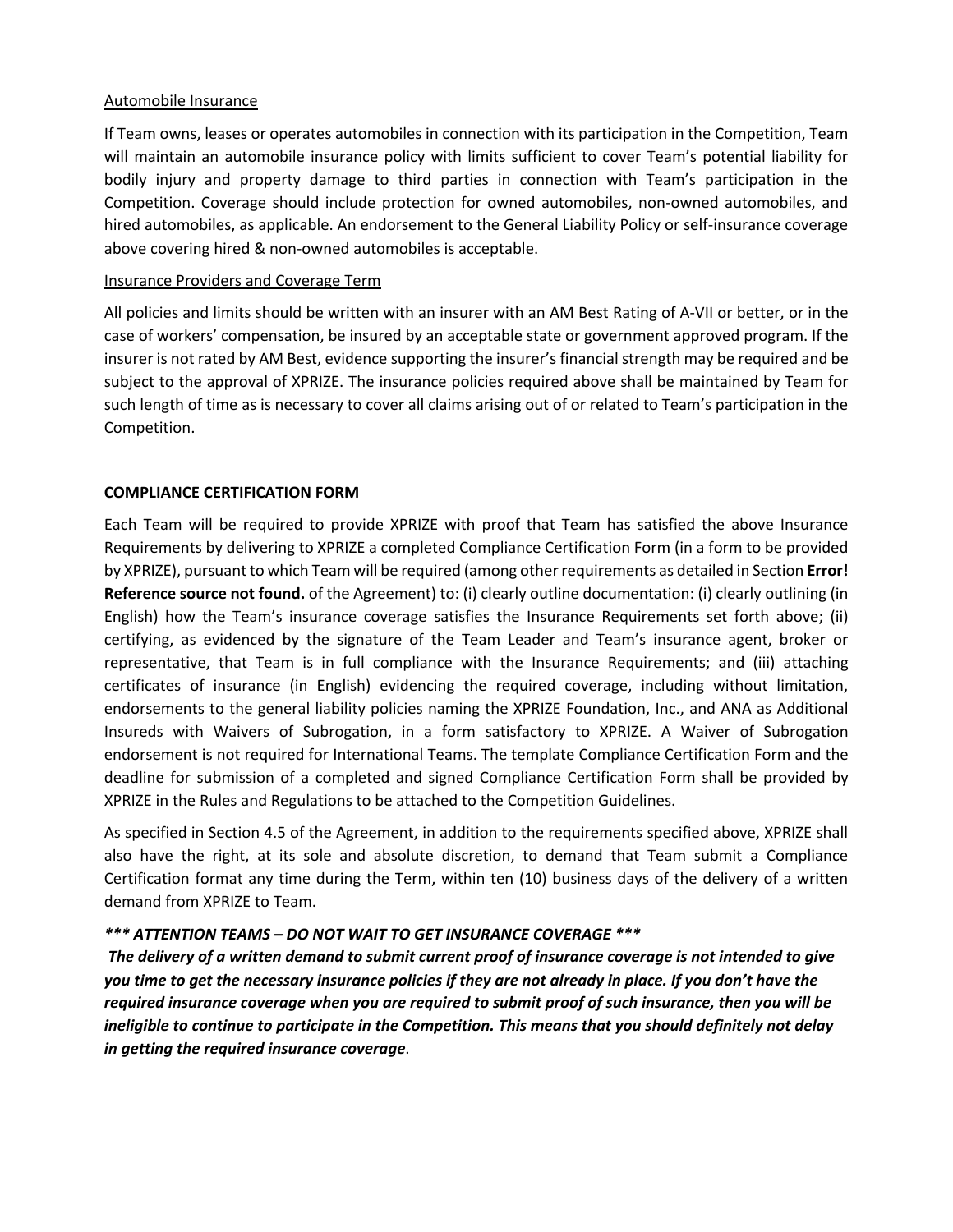Automobile Insurance

If Team owns, leases or operates automobiles in connection with its participation in the Competition, Team will maintain an automobile insurance policy with limits sufficient to cover Team's potential liability for bodily injury and property damage to third parties in connection with Team's participation in the Competition. Coverage should include protection for owned automobiles, non-owned automobiles, and hired automobiles, as applicable. An endorsement to the General Liability Policy or self-insurance coverage above covering hired & non-owned automobiles is acceptable.

Insurance Providers and Coverage Term

All policies and limits should be written with an insurer with an AM Best Rating of A-VII or better, or in the case of workers' compensation, be insured by an acceptable state or government approved program. If the insurer is not rated by AM Best, evidence supporting the insurer's financial strength may be required and be subject to the approval of XPRIZE. The insurance policies required above shall be maintained by Team for such length of time as is necessary to cover all claims arising out of or related to Team's participation in the Competition.

**COMPLIANCE CERTIFICATION FORM**

Each Team will be required to provide XPRIZE with proof that Team has satisfied the above Insurance Requirements by delivering to XPRIZE a completed Compliance Certification Form (in a form to be provided by XPRIZE), pursuant to which Team will be required (among other requirements as detailed in Section **Error! Reference source not found.** of the Agreement) to: (i) clearly outline documentation: (i) clearly outlining (in English) how the Team's insurance coverage satisfies the Insurance Requirements set forth above; (ii) certifying, as evidenced by the signature of the Team Leader and Team's insurance agent, broker or representative, that Team is in full compliance with the Insurance Requirements; and (iii) attaching certificates of insurance (in English) evidencing the required coverage, including without limitation, endorsements to the general liability policies naming the XPRIZE Foundation, Inc., and ANA as Additional Insureds with Waivers of Subrogation, in a form satisfactory to XPRIZE. A Waiver of Subrogation endorsement is not required for International Teams. The template Compliance Certification Form and the deadline for submission of a completed and signed Compliance Certification Form shall be provided by XPRIZE in the Rules and Regulations to be attached to the Competition Guidelines.

As specified in Section 4.5 of the Agreement, in addition to the requirements specified above, XPRIZE shall also have the right, at its sole and absolute discretion, to demand that Team submit a Compliance Certification format any time during the Term, within ten (10) business days of the delivery of a written demand from XPRIZE to Team.

***\*\*\* ATTENTION TEAMS – DO NOT WAIT TO GET INSURANCE COVERAGE \*\*\****

***The delivery of a written demand to submit current proof of insurance coverage is not intended to give you time to get the necessary insurance policies if they are not already in place. If you don't have the required insurance coverage when you are required to submit proof of such insurance, then you will be ineligible to continue to participate in the Competition. This means that you should definitely not delay in getting the required insurance coverage***.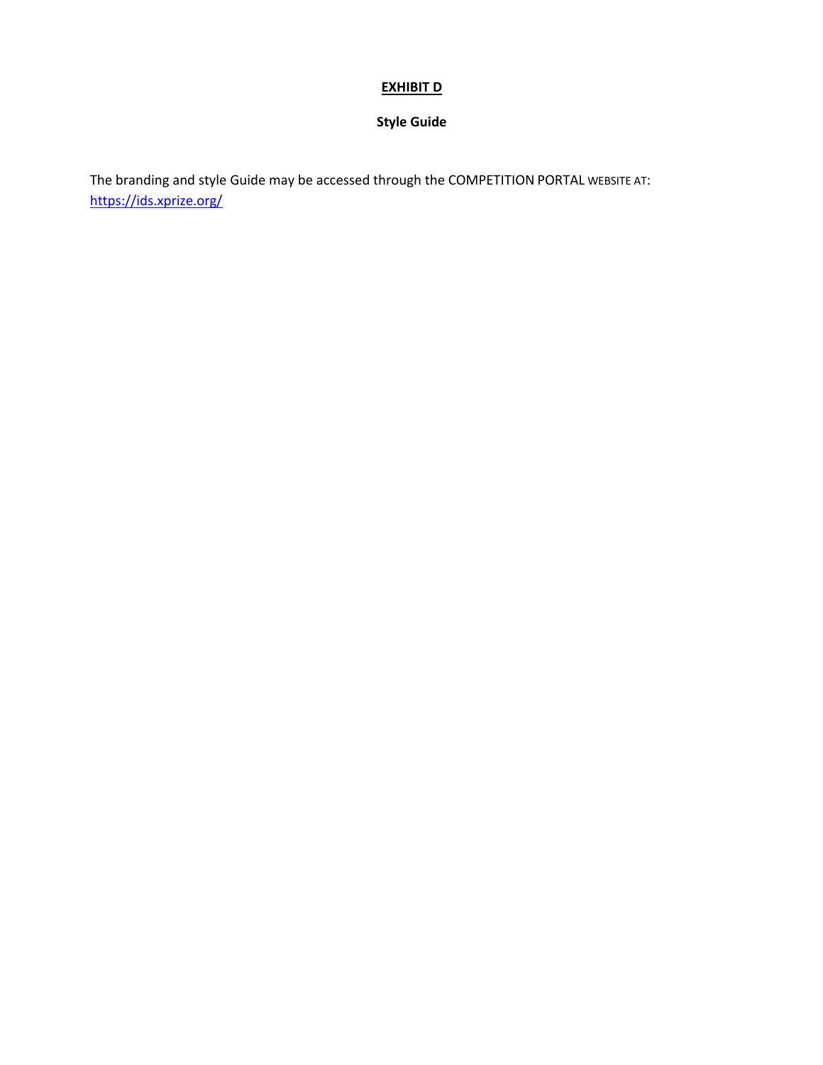**EXHIBIT D**

**Style Guide**

The branding and style Guide may be accessed through the COMPETITION PORTAL WEBSITE AT: https://ids.xprize.org/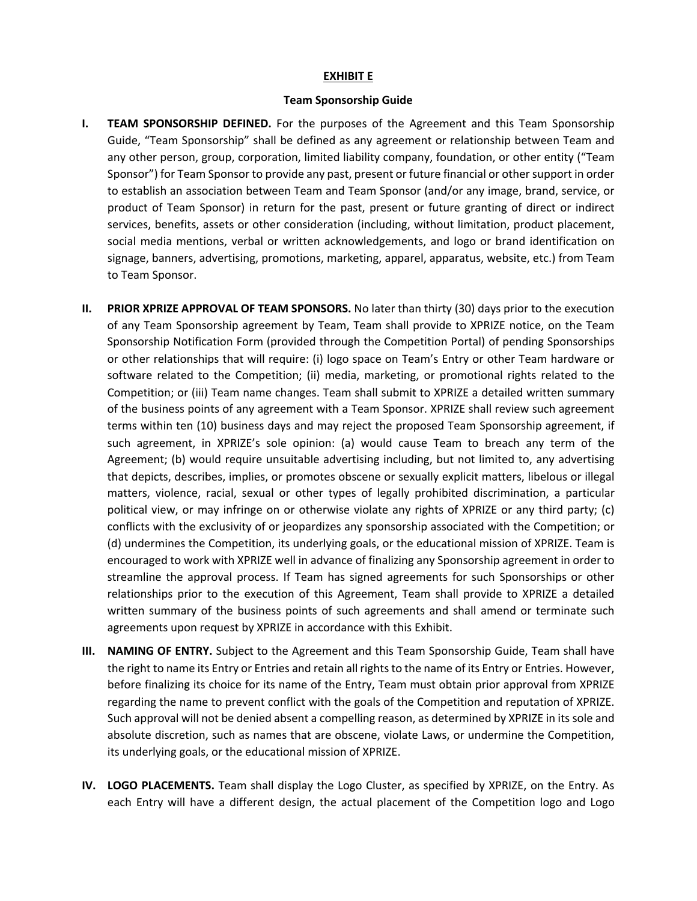**EXHIBIT E**

**Team Sponsorship Guide**

**I. TEAM SPONSORSHIP DEFINED.** For the purposes of the Agreement and this Team Sponsorship Guide, "Team Sponsorship" shall be defined as any agreement or relationship between Team and any other person, group, corporation, limited liability company, foundation, or other entity ("Team Sponsor") for Team Sponsor to provide any past, present or future financial or other support in order to establish an association between Team and Team Sponsor (and/or any image, brand, service, or product of Team Sponsor) in return for the past, present or future granting of direct or indirect services, benefits, assets or other consideration (including, without limitation, product placement, social media mentions, verbal or written acknowledgements, and logo or brand identification on signage, banners, advertising, promotions, marketing, apparel, apparatus, website, etc.) from Team to Team Sponsor.

**II. PRIOR XPRIZE APPROVAL OF TEAM SPONSORS.** No later than thirty (30) days prior to the execution of any Team Sponsorship agreement by Team, Team shall provide to XPRIZE notice, on the Team Sponsorship Notification Form (provided through the Competition Portal) of pending Sponsorships or other relationships that will require: (i) logo space on Team's Entry or other Team hardware or software related to the Competition; (ii) media, marketing, or promotional rights related to the Competition; or (iii) Team name changes. Team shall submit to XPRIZE a detailed written summary of the business points of any agreement with a Team Sponsor. XPRIZE shall review such agreement terms within ten (10) business days and may reject the proposed Team Sponsorship agreement, if such agreement, in XPRIZE's sole opinion: (a) would cause Team to breach any term of the Agreement; (b) would require unsuitable advertising including, but not limited to, any advertising that depicts, describes, implies, or promotes obscene or sexually explicit matters, libelous or illegal matters, violence, racial, sexual or other types of legally prohibited discrimination, a particular political view, or may infringe on or otherwise violate any rights of XPRIZE or any third party; (c) conflicts with the exclusivity of or jeopardizes any sponsorship associated with the Competition; or (d) undermines the Competition, its underlying goals, or the educational mission of XPRIZE. Team is encouraged to work with XPRIZE well in advance of finalizing any Sponsorship agreement in order to streamline the approval process. If Team has signed agreements for such Sponsorships or other relationships prior to the execution of this Agreement, Team shall provide to XPRIZE a detailed written summary of the business points of such agreements and shall amend or terminate such agreements upon request by XPRIZE in accordance with this Exhibit.

**III. NAMING OF ENTRY.** Subject to the Agreement and this Team Sponsorship Guide, Team shall have the right to name its Entry or Entries and retain all rights to the name of its Entry or Entries. However, before finalizing its choice for its name of the Entry, Team must obtain prior approval from XPRIZE regarding the name to prevent conflict with the goals of the Competition and reputation of XPRIZE. Such approval will not be denied absent a compelling reason, as determined by XPRIZE in its sole and absolute discretion, such as names that are obscene, violate Laws, or undermine the Competition, its underlying goals, or the educational mission of XPRIZE.

**IV. LOGO PLACEMENTS.** Team shall display the Logo Cluster, as specified by XPRIZE, on the Entry. As each Entry will have a different design, the actual placement of the Competition logo and Logo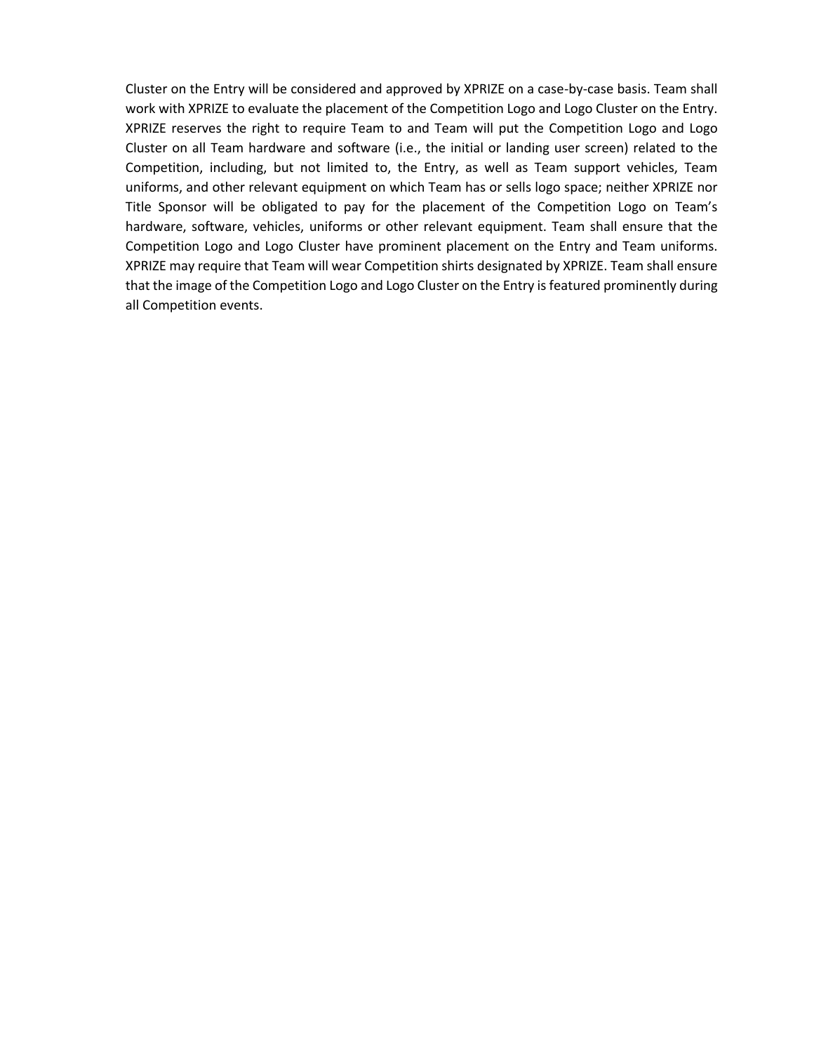Cluster on the Entry will be considered and approved by XPRIZE on a case-by-case basis. Team shall work with XPRIZE to evaluate the placement of the Competition Logo and Logo Cluster on the Entry. XPRIZE reserves the right to require Team to and Team will put the Competition Logo and Logo Cluster on all Team hardware and software (i.e., the initial or landing user screen) related to the Competition, including, but not limited to, the Entry, as well as Team support vehicles, Team uniforms, and other relevant equipment on which Team has or sells logo space; neither XPRIZE nor Title Sponsor will be obligated to pay for the placement of the Competition Logo on Team's hardware, software, vehicles, uniforms or other relevant equipment. Team shall ensure that the Competition Logo and Logo Cluster have prominent placement on the Entry and Team uniforms. XPRIZE may require that Team will wear Competition shirts designated by XPRIZE. Team shall ensure that the image of the Competition Logo and Logo Cluster on the Entry is featured prominently during all Competition events.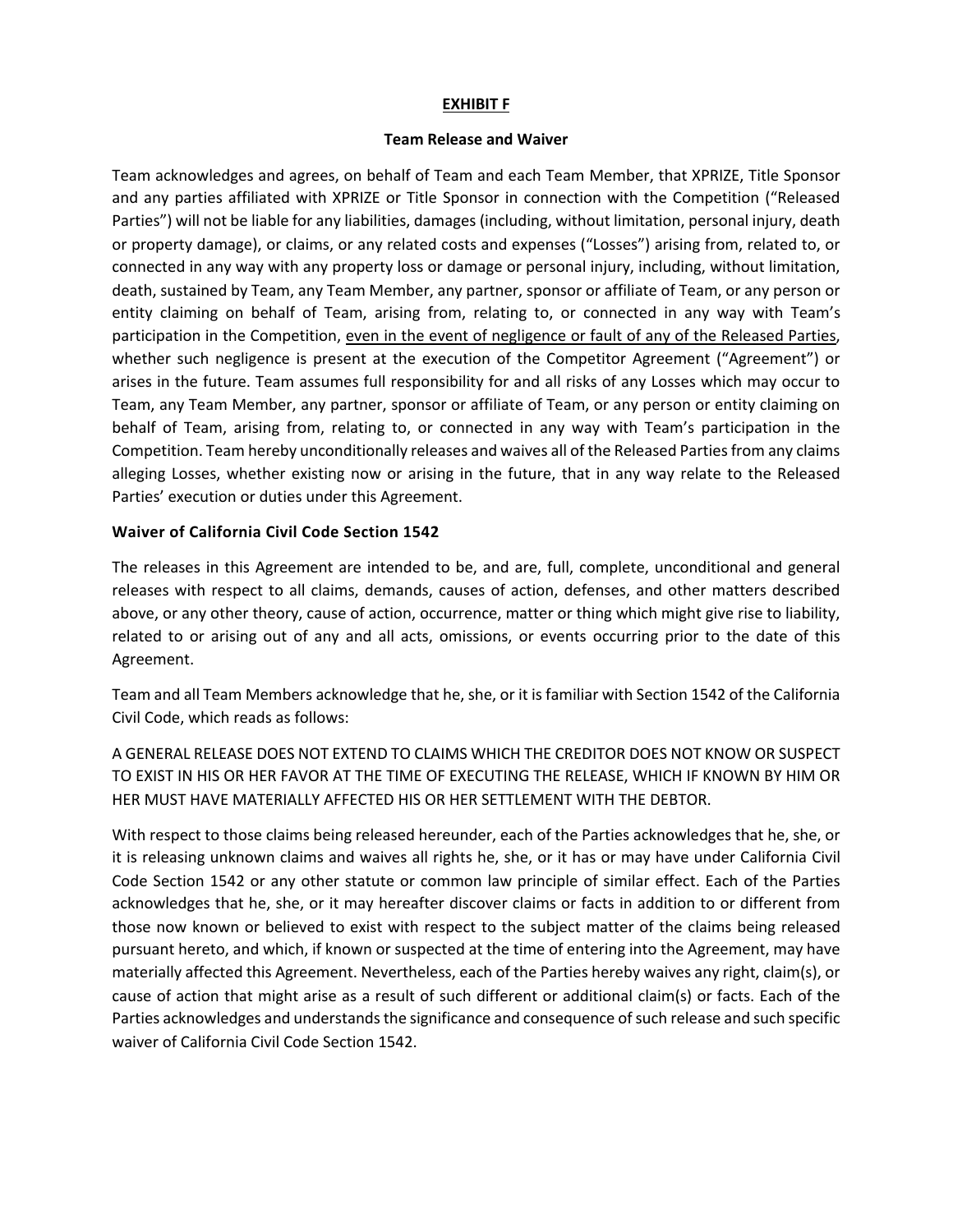**EXHIBIT F**

**Team Release and Waiver**

Team acknowledges and agrees, on behalf of Team and each Team Member, that XPRIZE, Title Sponsor and any parties affiliated with XPRIZE or Title Sponsor in connection with the Competition ("Released Parties") will not be liable for any liabilities, damages (including, without limitation, personal injury, death or property damage), or claims, or any related costs and expenses ("Losses") arising from, related to, or connected in any way with any property loss or damage or personal injury, including, without limitation, death, sustained by Team, any Team Member, any partner, sponsor or affiliate of Team, or any person or entity claiming on behalf of Team, arising from, relating to, or connected in any way with Team's participation in the Competition, even in the event of negligence or fault of any of the Released Parties, whether such negligence is present at the execution of the Competitor Agreement ("Agreement") or arises in the future. Team assumes full responsibility for and all risks of any Losses which may occur to Team, any Team Member, any partner, sponsor or affiliate of Team, or any person or entity claiming on behalf of Team, arising from, relating to, or connected in any way with Team's participation in the Competition. Team hereby unconditionally releases and waives all of the Released Parties from any claims alleging Losses, whether existing now or arising in the future, that in any way relate to the Released Parties' execution or duties under this Agreement.

**Waiver of California Civil Code Section 1542**

The releases in this Agreement are intended to be, and are, full, complete, unconditional and general releases with respect to all claims, demands, causes of action, defenses, and other matters described above, or any other theory, cause of action, occurrence, matter or thing which might give rise to liability, related to or arising out of any and all acts, omissions, or events occurring prior to the date of this Agreement.

Team and all Team Members acknowledge that he, she, or it is familiar with Section 1542 of the California Civil Code, which reads as follows:

A GENERAL RELEASE DOES NOT EXTEND TO CLAIMS WHICH THE CREDITOR DOES NOT KNOW OR SUSPECT TO EXIST IN HIS OR HER FAVOR AT THE TIME OF EXECUTING THE RELEASE, WHICH IF KNOWN BY HIM OR HER MUST HAVE MATERIALLY AFFECTED HIS OR HER SETTLEMENT WITH THE DEBTOR.

With respect to those claims being released hereunder, each of the Parties acknowledges that he, she, or it is releasing unknown claims and waives all rights he, she, or it has or may have under California Civil Code Section 1542 or any other statute or common law principle of similar effect. Each of the Parties acknowledges that he, she, or it may hereafter discover claims or facts in addition to or different from those now known or believed to exist with respect to the subject matter of the claims being released pursuant hereto, and which, if known or suspected at the time of entering into the Agreement, may have materially affected this Agreement. Nevertheless, each of the Parties hereby waives any right, claim(s), or cause of action that might arise as a result of such different or additional claim(s) or facts. Each of the Parties acknowledges and understands the significance and consequence of such release and such specific waiver of California Civil Code Section 1542.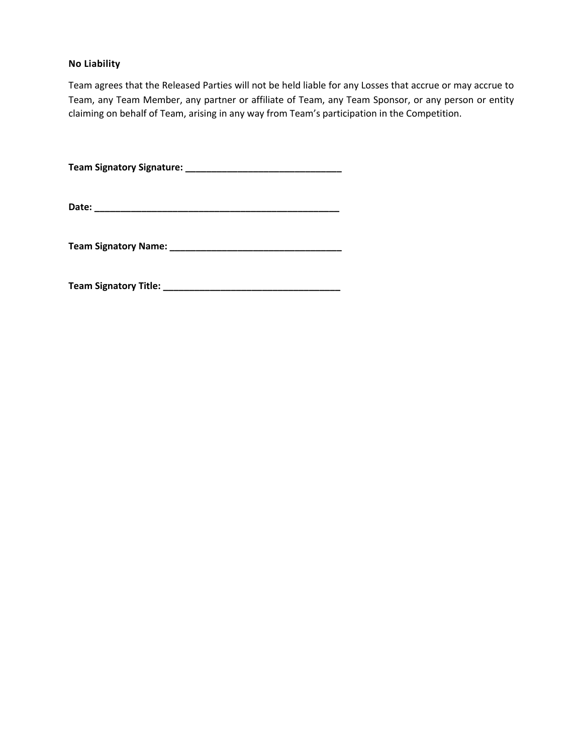**No Liability**

Team agrees that the Released Parties will not be held liable for any Losses that accrue or may accrue to Team, any Team Member, any partner or affiliate of Team, any Team Sponsor, or any person or entity claiming on behalf of Team, arising in any way from Team's participation in the Competition.

**Team Signatory Signature: _____________________________**

**Date: _______________________________________________**

**Team Signatory Name: ________________________________**

**Team Signatory Title: _________________________________**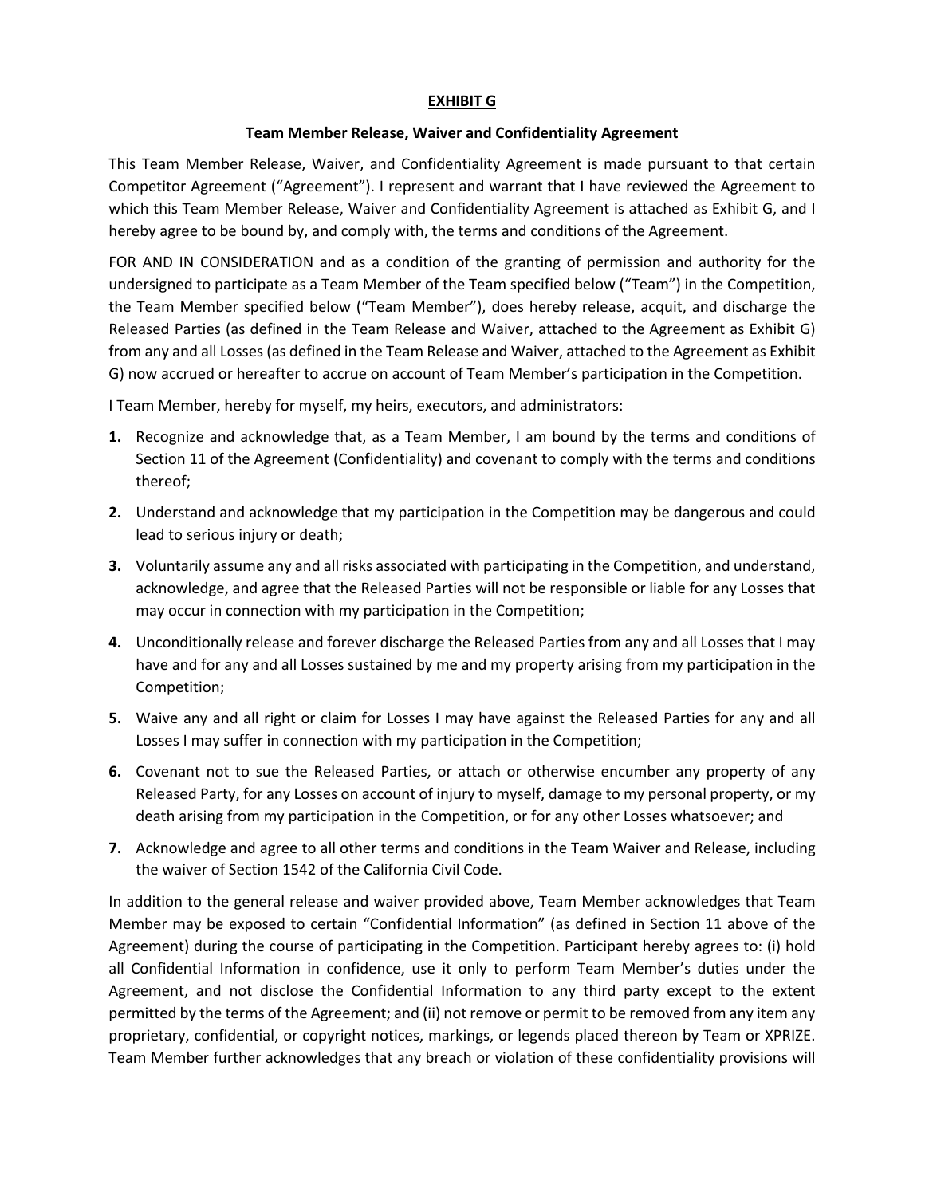**EXHIBIT G**

**Team Member Release, Waiver and Confidentiality Agreement**

This Team Member Release, Waiver, and Confidentiality Agreement is made pursuant to that certain Competitor Agreement ("Agreement"). I represent and warrant that I have reviewed the Agreement to which this Team Member Release, Waiver and Confidentiality Agreement is attached as Exhibit G, and I hereby agree to be bound by, and comply with, the terms and conditions of the Agreement.

FOR AND IN CONSIDERATION and as a condition of the granting of permission and authority for the undersigned to participate as a Team Member of the Team specified below ("Team") in the Competition, the Team Member specified below ("Team Member"), does hereby release, acquit, and discharge the Released Parties (as defined in the Team Release and Waiver, attached to the Agreement as Exhibit G) from any and all Losses (as defined in the Team Release and Waiver, attached to the Agreement as Exhibit G) now accrued or hereafter to accrue on account of Team Member's participation in the Competition.

I Team Member, hereby for myself, my heirs, executors, and administrators:

1. Recognize and acknowledge that, as a Team Member, I am bound by the terms and conditions of Section 11 of the Agreement (Confidentiality) and covenant to comply with the terms and conditions thereof;
2. Understand and acknowledge that my participation in the Competition may be dangerous and could lead to serious injury or death;
3. Voluntarily assume any and all risks associated with participating in the Competition, and understand, acknowledge, and agree that the Released Parties will not be responsible or liable for any Losses that may occur in connection with my participation in the Competition;
4. Unconditionally release and forever discharge the Released Parties from any and all Losses that I may have and for any and all Losses sustained by me and my property arising from my participation in the Competition;
5. Waive any and all right or claim for Losses I may have against the Released Parties for any and all Losses I may suffer in connection with my participation in the Competition;
6. Covenant not to sue the Released Parties, or attach or otherwise encumber any property of any Released Party, for any Losses on account of injury to myself, damage to my personal property, or my death arising from my participation in the Competition, or for any other Losses whatsoever; and
7. Acknowledge and agree to all other terms and conditions in the Team Waiver and Release, including the waiver of Section 1542 of the California Civil Code.

In addition to the general release and waiver provided above, Team Member acknowledges that Team Member may be exposed to certain "Confidential Information" (as defined in Section 11 above of the Agreement) during the course of participating in the Competition. Participant hereby agrees to: (i) hold all Confidential Information in confidence, use it only to perform Team Member's duties under the Agreement, and not disclose the Confidential Information to any third party except to the extent permitted by the terms of the Agreement; and (ii) not remove or permit to be removed from any item any proprietary, confidential, or copyright notices, markings, or legends placed thereon by Team or XPRIZE. Team Member further acknowledges that any breach or violation of these confidentiality provisions will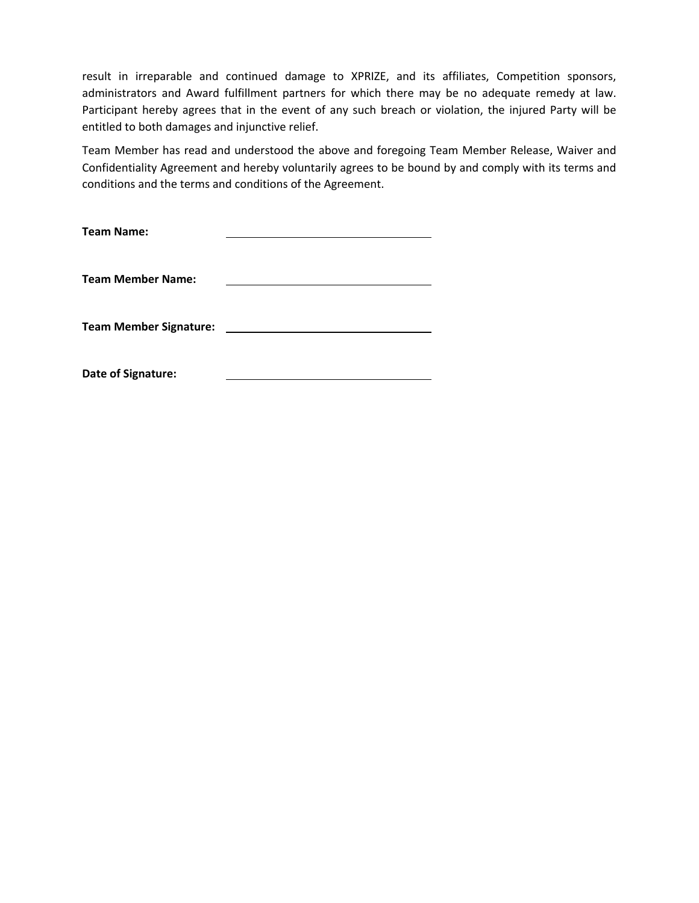result in irreparable and continued damage to XPRIZE, and its affiliates, Competition sponsors, administrators and Award fulfillment partners for which there may be no adequate remedy at law. Participant hereby agrees that in the event of any such breach or violation, the injured Party will be entitled to both damages and injunctive relief.

Team Member has read and understood the above and foregoing Team Member Release, Waiver and Confidentiality Agreement and hereby voluntarily agrees to be bound by and comply with its terms and conditions and the terms and conditions of the Agreement.

**Team Name:** \_\_\_\_\_\_\_\_\_\_\_\_\_\_\_\_\_\_\_\_\_\_\_\_\_\_\_\_\_\_\_\_

**Team Member Name:** \_\_\_\_\_\_\_\_\_\_\_\_\_\_\_\_\_\_\_\_\_\_\_\_\_\_\_\_\_\_\_\_

**Team Member Signature:** \_\_\_\_\_\_\_\_\_\_\_\_\_\_\_\_\_\_\_\_\_\_\_\_\_\_\_\_\_\_\_\_

**Date of Signature:** \_\_\_\_\_\_\_\_\_\_\_\_\_\_\_\_\_\_\_\_\_\_\_\_\_\_\_\_\_\_\_\_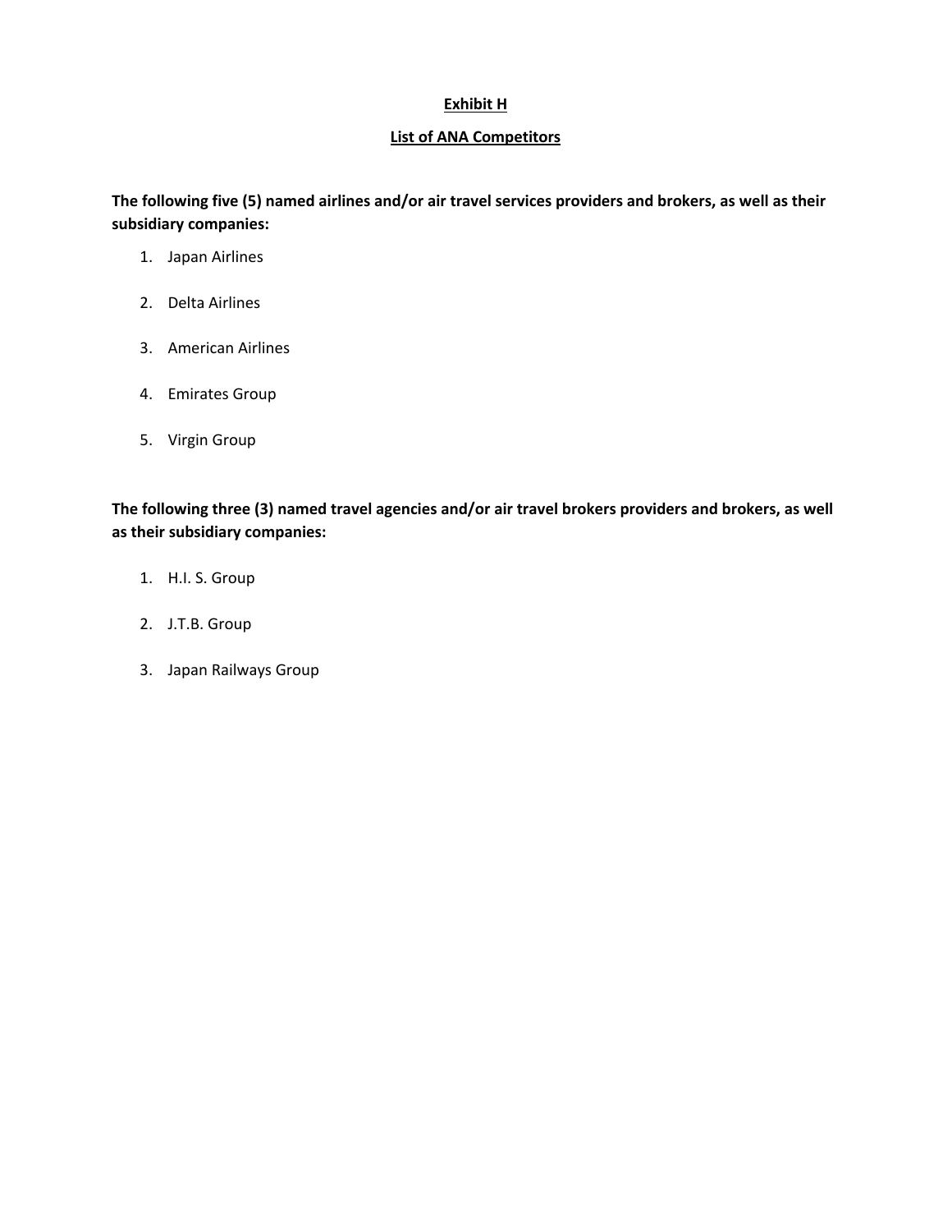**Exhibit H**

**List of ANA Competitors**

**The following five (5) named airlines and/or air travel services providers and brokers, as well as their subsidiary companies:**

1. Japan Airlines
2. Delta Airlines
3. American Airlines
4. Emirates Group
5. Virgin Group

**The following three (3) named travel agencies and/or air travel brokers providers and brokers, as well as their subsidiary companies:**

1. H.I. S. Group
2. J.T.B. Group
3. Japan Railways Group